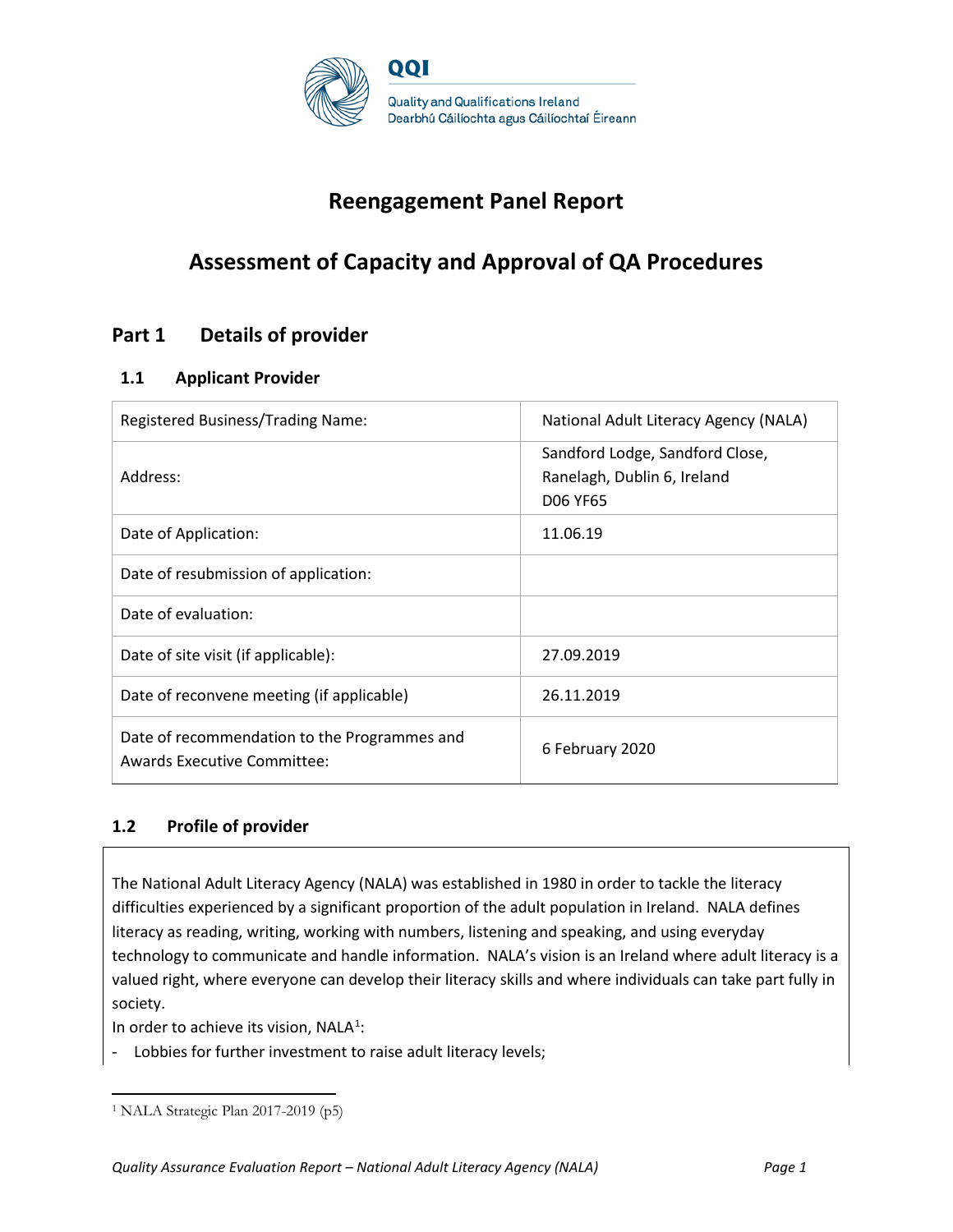QQI

Quality and Qualifications Ireland
Dearbhú Cáilíochta agus Cáilíochtaí Éireann

# Reengagement Panel Report

# Assessment of Capacity and Approval of QA Procedures

## Part 1 Details of provider

### 1.1 Applicant Provider

| | |
|---|---|
| Registered Business/Trading Name: | National Adult Literacy Agency (NALA) |
| Address: | Sandford Lodge, Sandford Close, Ranelagh, Dublin 6, Ireland D06 YF65 |
| Date of Application: | 11.06.19 |
| Date of resubmission of application: | |
| Date of evaluation: | |
| Date of site visit (if applicable): | 27.09.2019 |
| Date of reconvene meeting (if applicable) | 26.11.2019 |
| Date of recommendation to the Programmes and Awards Executive Committee: | 6 February 2020 |

### 1.2 Profile of provider

The National Adult Literacy Agency (NALA) was established in 1980 in order to tackle the literacy difficulties experienced by a significant proportion of the adult population in Ireland. NALA defines literacy as reading, writing, working with numbers, listening and speaking, and using everyday technology to communicate and handle information. NALA's vision is an Ireland where adult literacy is a valued right, where everyone can develop their literacy skills and where individuals can take part fully in society.

In order to achieve its vision, NALA[1]:

- Lobbies for further investment to raise adult literacy levels;

[1] NALA Strategic Plan 2017-2019 (p5)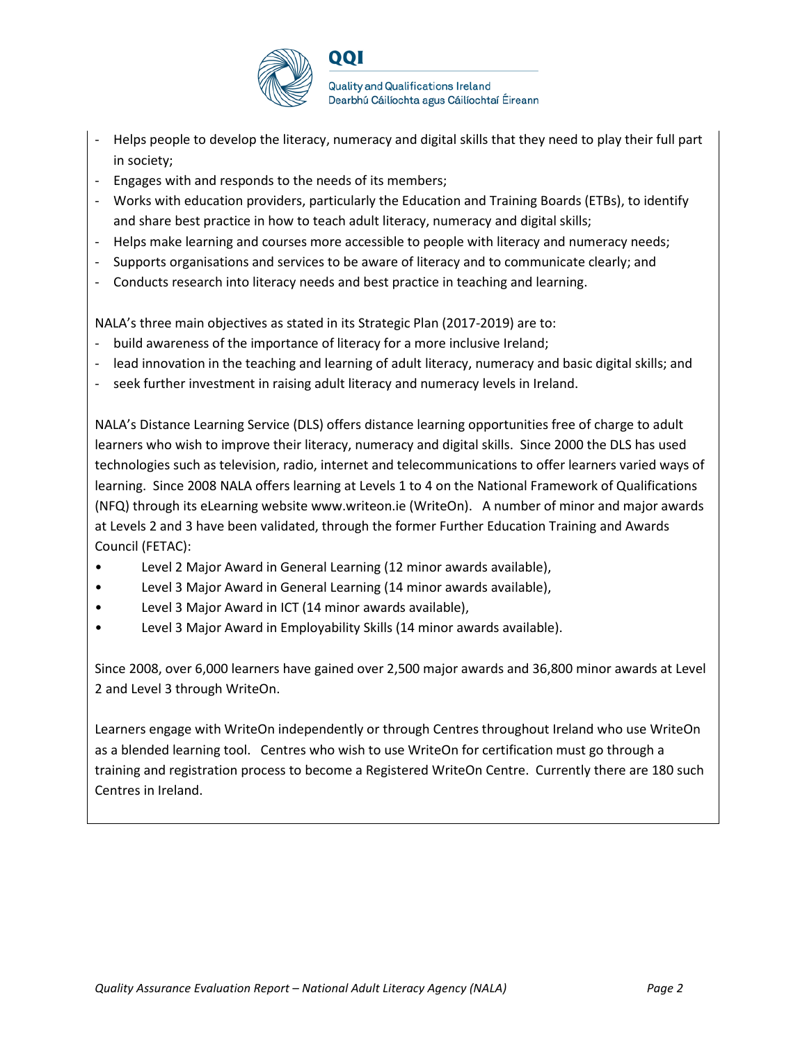- Helps people to develop the literacy, numeracy and digital skills that they need to play their full part in society;
- Engages with and responds to the needs of its members;
- Works with education providers, particularly the Education and Training Boards (ETBs), to identify and share best practice in how to teach adult literacy, numeracy and digital skills;
- Helps make learning and courses more accessible to people with literacy and numeracy needs;
- Supports organisations and services to be aware of literacy and to communicate clearly; and
- Conducts research into literacy needs and best practice in teaching and learning.

NALA's three main objectives as stated in its Strategic Plan (2017-2019) are to:

- build awareness of the importance of literacy for a more inclusive Ireland;
- lead innovation in the teaching and learning of adult literacy, numeracy and basic digital skills; and
- seek further investment in raising adult literacy and numeracy levels in Ireland.

NALA's Distance Learning Service (DLS) offers distance learning opportunities free of charge to adult learners who wish to improve their literacy, numeracy and digital skills. Since 2000 the DLS has used technologies such as television, radio, internet and telecommunications to offer learners varied ways of learning. Since 2008 NALA offers learning at Levels 1 to 4 on the National Framework of Qualifications (NFQ) through its eLearning website www.writeon.ie (WriteOn). A number of minor and major awards at Levels 2 and 3 have been validated, through the former Further Education Training and Awards Council (FETAC):

- Level 2 Major Award in General Learning (12 minor awards available),
- Level 3 Major Award in General Learning (14 minor awards available),
- Level 3 Major Award in ICT (14 minor awards available),
- Level 3 Major Award in Employability Skills (14 minor awards available).

Since 2008, over 6,000 learners have gained over 2,500 major awards and 36,800 minor awards at Level 2 and Level 3 through WriteOn.

Learners engage with WriteOn independently or through Centres throughout Ireland who use WriteOn as a blended learning tool. Centres who wish to use WriteOn for certification must go through a training and registration process to become a Registered WriteOn Centre. Currently there are 180 such Centres in Ireland.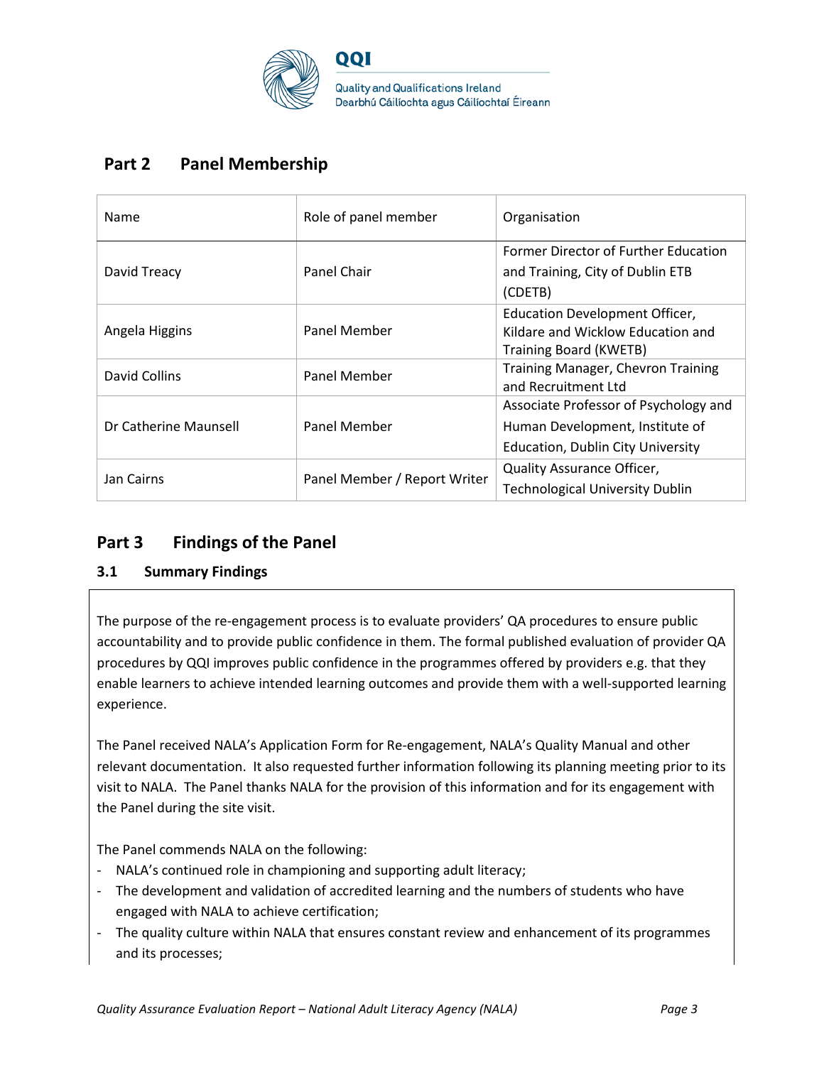## Part 2 Panel Membership

| Name | Role of panel member | Organisation |
|---|---|---|
| David Treacy | Panel Chair | Former Director of Further Education and Training, City of Dublin ETB (CDETB) |
| Angela Higgins | Panel Member | Education Development Officer, Kildare and Wicklow Education and Training Board (KWETB) |
| David Collins | Panel Member | Training Manager, Chevron Training and Recruitment Ltd |
| Dr Catherine Maunsell | Panel Member | Associate Professor of Psychology and Human Development, Institute of Education, Dublin City University |
| Jan Cairns | Panel Member / Report Writer | Quality Assurance Officer, Technological University Dublin |

## Part 3 Findings of the Panel

### 3.1 Summary Findings

The purpose of the re-engagement process is to evaluate providers' QA procedures to ensure public accountability and to provide public confidence in them. The formal published evaluation of provider QA procedures by QQI improves public confidence in the programmes offered by providers e.g. that they enable learners to achieve intended learning outcomes and provide them with a well-supported learning experience.

The Panel received NALA's Application Form for Re-engagement, NALA's Quality Manual and other relevant documentation. It also requested further information following its planning meeting prior to its visit to NALA. The Panel thanks NALA for the provision of this information and for its engagement with the Panel during the site visit.

The Panel commends NALA on the following:

- NALA's continued role in championing and supporting adult literacy;
- The development and validation of accredited learning and the numbers of students who have engaged with NALA to achieve certification;
- The quality culture within NALA that ensures constant review and enhancement of its programmes and its processes;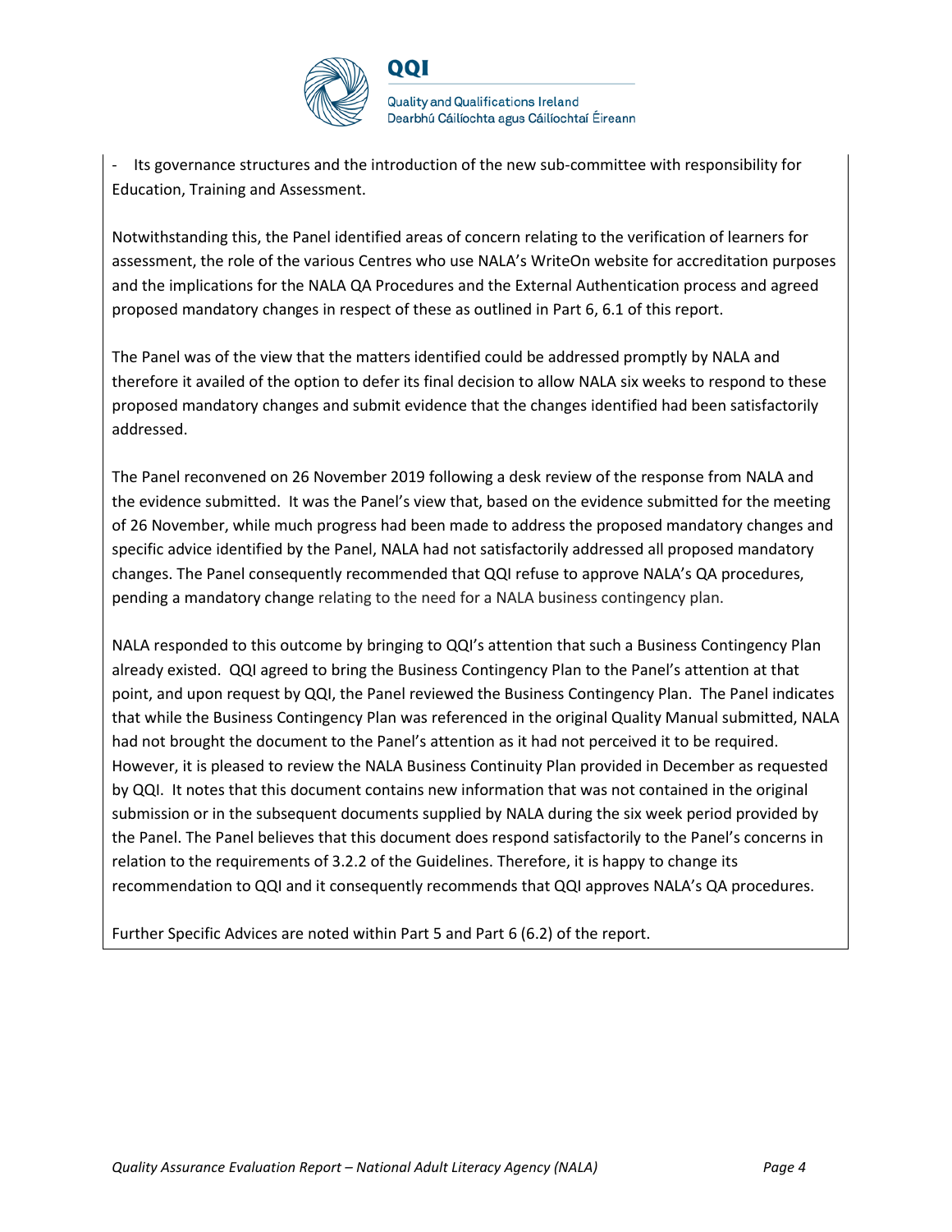- Its governance structures and the introduction of the new sub-committee with responsibility for Education, Training and Assessment.

Notwithstanding this, the Panel identified areas of concern relating to the verification of learners for assessment, the role of the various Centres who use NALA's WriteOn website for accreditation purposes and the implications for the NALA QA Procedures and the External Authentication process and agreed proposed mandatory changes in respect of these as outlined in Part 6, 6.1 of this report.

The Panel was of the view that the matters identified could be addressed promptly by NALA and therefore it availed of the option to defer its final decision to allow NALA six weeks to respond to these proposed mandatory changes and submit evidence that the changes identified had been satisfactorily addressed.

The Panel reconvened on 26 November 2019 following a desk review of the response from NALA and the evidence submitted. It was the Panel's view that, based on the evidence submitted for the meeting of 26 November, while much progress had been made to address the proposed mandatory changes and specific advice identified by the Panel, NALA had not satisfactorily addressed all proposed mandatory changes. The Panel consequently recommended that QQI refuse to approve NALA's QA procedures, pending a mandatory change relating to the need for a NALA business contingency plan.

NALA responded to this outcome by bringing to QQI's attention that such a Business Contingency Plan already existed. QQI agreed to bring the Business Contingency Plan to the Panel's attention at that point, and upon request by QQI, the Panel reviewed the Business Contingency Plan. The Panel indicates that while the Business Contingency Plan was referenced in the original Quality Manual submitted, NALA had not brought the document to the Panel's attention as it had not perceived it to be required. However, it is pleased to review the NALA Business Continuity Plan provided in December as requested by QQI. It notes that this document contains new information that was not contained in the original submission or in the subsequent documents supplied by NALA during the six week period provided by the Panel. The Panel believes that this document does respond satisfactorily to the Panel's concerns in relation to the requirements of 3.2.2 of the Guidelines. Therefore, it is happy to change its recommendation to QQI and it consequently recommends that QQI approves NALA's QA procedures.

Further Specific Advices are noted within Part 5 and Part 6 (6.2) of the report.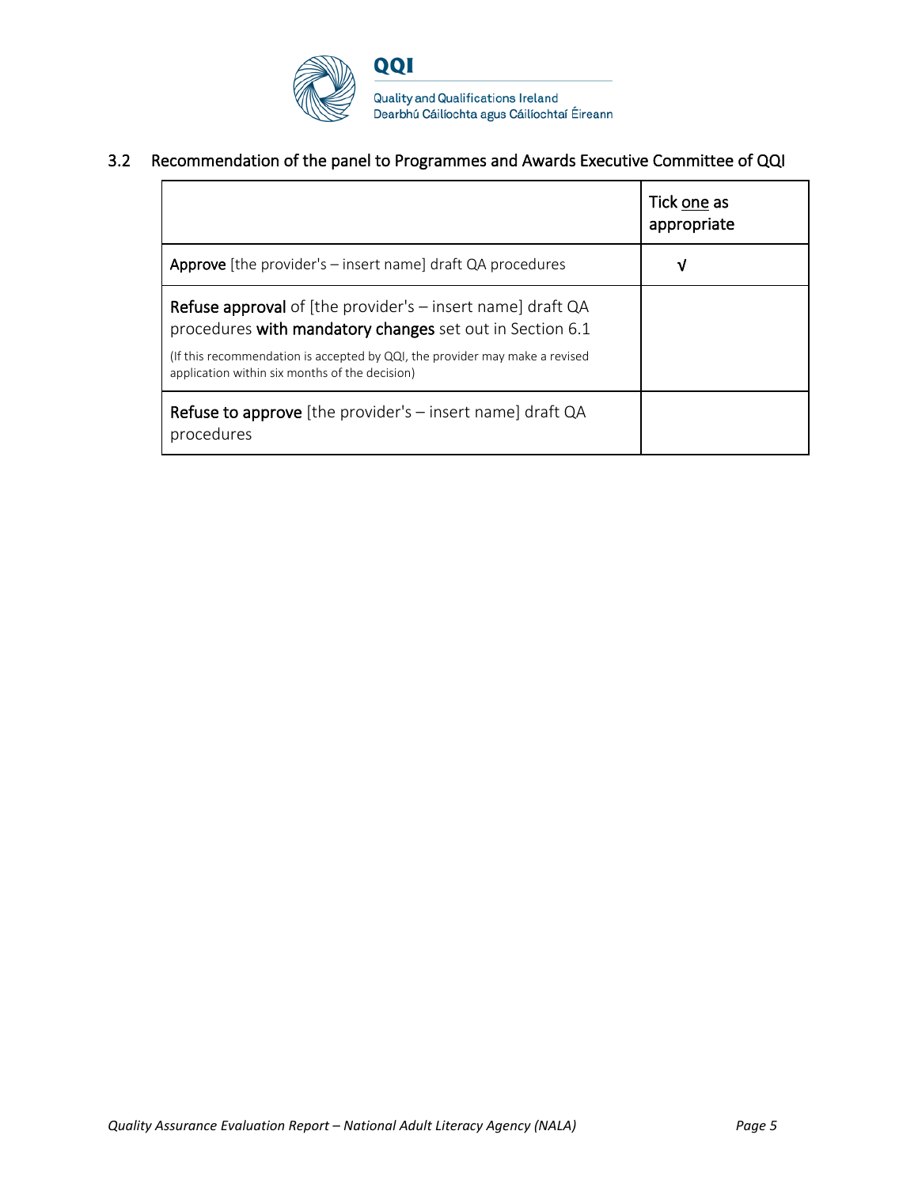## 3.2 Recommendation of the panel to Programmes and Awards Executive Committee of QQI

| | Tick one as appropriate |
|---|---|
| **Approve** [the provider's – insert name] draft QA procedures | √ |
| **Refuse approval** of [the provider's – insert name] draft QA procedures **with mandatory changes** set out in Section 6.1<br>(If this recommendation is accepted by QQI, the provider may make a revised application within six months of the decision) | |
| **Refuse to approve** [the provider's – insert name] draft QA procedures | |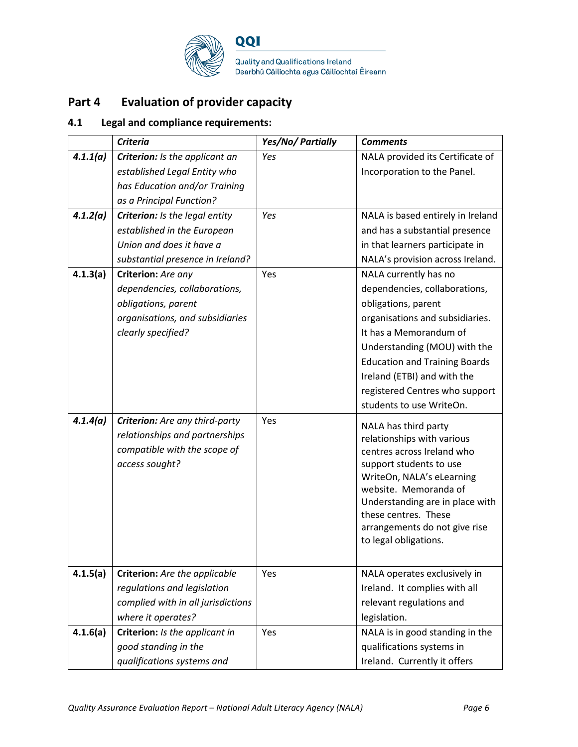## Part 4 Evaluation of provider capacity

### 4.1 Legal and compliance requirements:

| | *Criteria* | *Yes/No/ Partially* | *Comments* |
|---|---|---|---|
| ***4.1.1(a)*** | ***Criterion:*** *Is the applicant an established Legal Entity who has Education and/or Training as a Principal Function?* | *Yes* | NALA provided its Certificate of Incorporation to the Panel. |
| ***4.1.2(a)*** | ***Criterion:*** *Is the legal entity established in the European Union and does it have a substantial presence in Ireland?* | *Yes* | NALA is based entirely in Ireland and has a substantial presence in that learners participate in NALA's provision across Ireland. |
| **4.1.3(a)** | **Criterion:** *Are any dependencies, collaborations, obligations, parent organisations, and subsidiaries clearly specified?* | Yes | NALA currently has no dependencies, collaborations, obligations, parent organisations and subsidiaries. It has a Memorandum of Understanding (MOU) with the Education and Training Boards Ireland (ETBI) and with the registered Centres who support students to use WriteOn. |
| ***4.1.4(a)*** | ***Criterion:*** *Are any third-party relationships and partnerships compatible with the scope of access sought?* | Yes | NALA has third party relationships with various centres across Ireland who support students to use WriteOn, NALA's eLearning website. Memoranda of Understanding are in place with these centres. These arrangements do not give rise to legal obligations. |
| **4.1.5(a)** | **Criterion:** *Are the applicable regulations and legislation complied with in all jurisdictions where it operates?* | Yes | NALA operates exclusively in Ireland. It complies with all relevant regulations and legislation. |
| **4.1.6(a)** | **Criterion:** *Is the applicant in good standing in the qualifications systems and* | Yes | NALA is in good standing in the qualifications systems in Ireland. Currently it offers |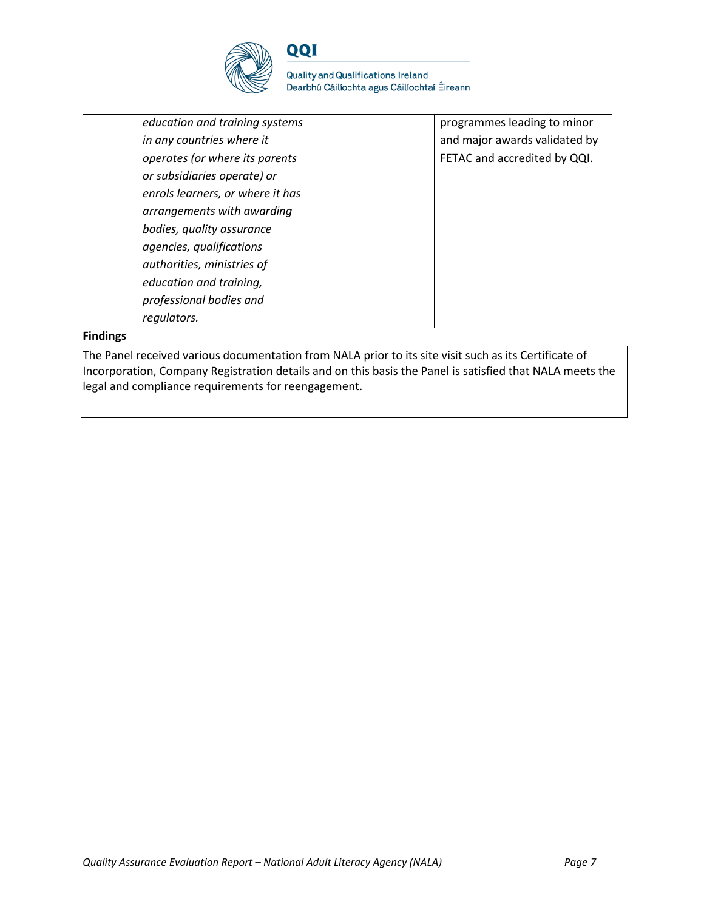| | | | |
|---|---|---|---|
| | *education and training systems in any countries where it operates (or where its parents or subsidiaries operate) or enrols learners, or where it has arrangements with awarding bodies, quality assurance agencies, qualifications authorities, ministries of education and training, professional bodies and regulators.* | | programmes leading to minor and major awards validated by FETAC and accredited by QQI. |

**Findings**

| |
|---|
| The Panel received various documentation from NALA prior to its site visit such as its Certificate of Incorporation, Company Registration details and on this basis the Panel is satisfied that NALA meets the legal and compliance requirements for reengagement. |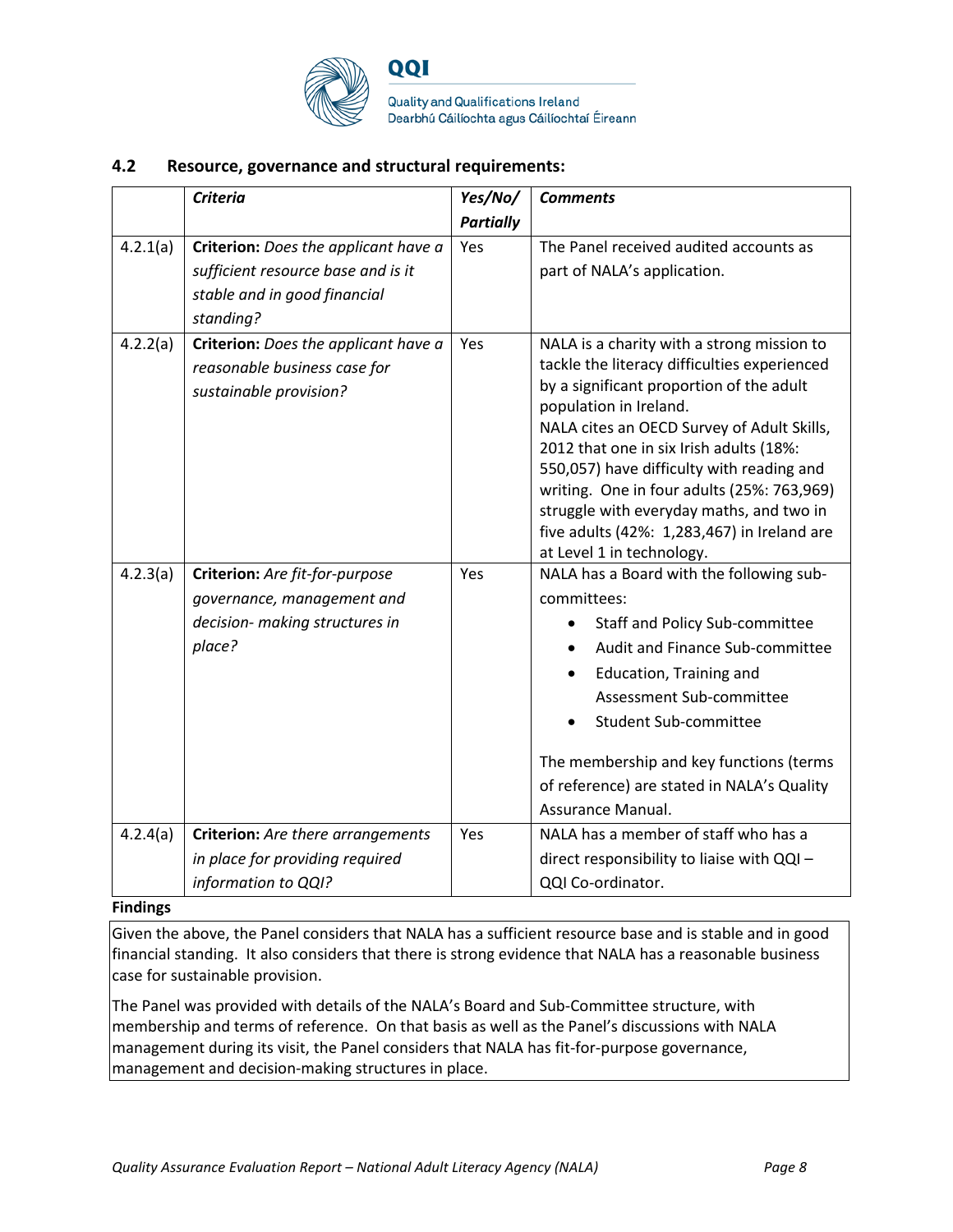### 4.2 Resource, governance and structural requirements:

| | Criteria | Yes/No/ Partially | Comments |
|---|---|---|---|
| 4.2.1(a) | **Criterion:** *Does the applicant have a sufficient resource base and is it stable and in good financial standing?* | Yes | The Panel received audited accounts as part of NALA's application. |
| 4.2.2(a) | **Criterion:** *Does the applicant have a reasonable business case for sustainable provision?* | Yes | NALA is a charity with a strong mission to tackle the literacy difficulties experienced by a significant proportion of the adult population in Ireland.<br>NALA cites an OECD Survey of Adult Skills, 2012 that one in six Irish adults (18%: 550,057) have difficulty with reading and writing. One in four adults (25%: 763,969) struggle with everyday maths, and two in five adults (42%: 1,283,467) in Ireland are at Level 1 in technology. |
| 4.2.3(a) | **Criterion:** *Are fit-for-purpose governance, management and decision- making structures in place?* | Yes | NALA has a Board with the following sub-committees:<br>• Staff and Policy Sub-committee<br>• Audit and Finance Sub-committee<br>• Education, Training and Assessment Sub-committee<br>• Student Sub-committee<br><br>The membership and key functions (terms of reference) are stated in NALA's Quality Assurance Manual. |
| 4.2.4(a) | **Criterion:** *Are there arrangements in place for providing required information to QQI?* | Yes | NALA has a member of staff who has a direct responsibility to liaise with QQI – QQI Co-ordinator. |

**Findings**

Given the above, the Panel considers that NALA has a sufficient resource base and is stable and in good financial standing. It also considers that there is strong evidence that NALA has a reasonable business case for sustainable provision.

The Panel was provided with details of the NALA's Board and Sub-Committee structure, with membership and terms of reference. On that basis as well as the Panel's discussions with NALA management during its visit, the Panel considers that NALA has fit-for-purpose governance, management and decision-making structures in place.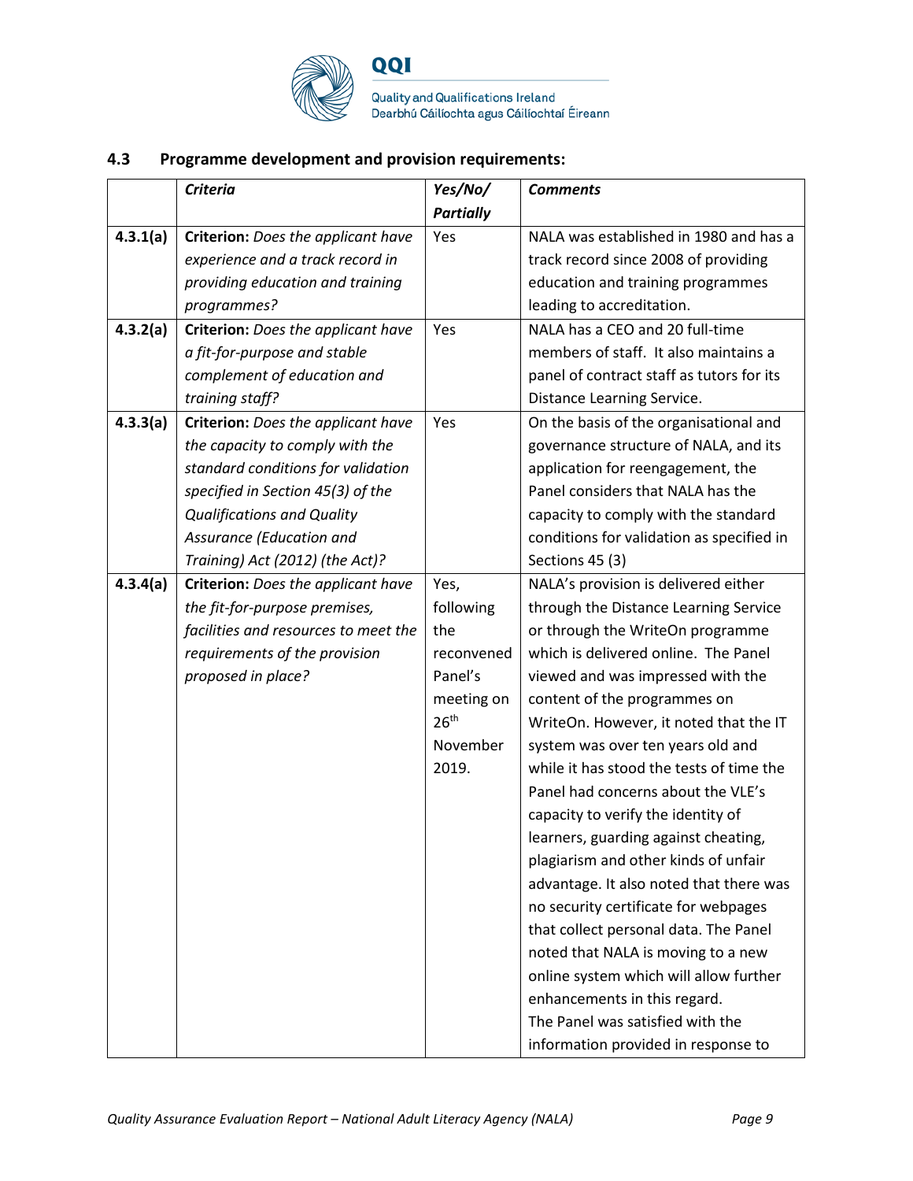## 4.3 Programme development and provision requirements:

| | *Criteria* | *Yes/No/ Partially* | *Comments* |
|---|---|---|---|
| **4.3.1(a)** | **Criterion:** *Does the applicant have experience and a track record in providing education and training programmes?* | Yes | NALA was established in 1980 and has a track record since 2008 of providing education and training programmes leading to accreditation. |
| **4.3.2(a)** | **Criterion:** *Does the applicant have a fit-for-purpose and stable complement of education and training staff?* | Yes | NALA has a CEO and 20 full-time members of staff. It also maintains a panel of contract staff as tutors for its Distance Learning Service. |
| **4.3.3(a)** | **Criterion:** *Does the applicant have the capacity to comply with the standard conditions for validation specified in Section 45(3) of the Qualifications and Quality Assurance (Education and Training) Act (2012) (the Act)?* | Yes | On the basis of the organisational and governance structure of NALA, and its application for reengagement, the Panel considers that NALA has the capacity to comply with the standard conditions for validation as specified in Sections 45 (3) |
| **4.3.4(a)** | **Criterion:** *Does the applicant have the fit-for-purpose premises, facilities and resources to meet the requirements of the provision proposed in place?* | Yes, following the reconvened Panel's meeting on 26th November 2019. | NALA's provision is delivered either through the Distance Learning Service or through the WriteOn programme which is delivered online. The Panel viewed and was impressed with the content of the programmes on WriteOn. However, it noted that the IT system was over ten years old and while it has stood the tests of time the Panel had concerns about the VLE's capacity to verify the identity of learners, guarding against cheating, plagiarism and other kinds of unfair advantage. It also noted that there was no security certificate for webpages that collect personal data. The Panel noted that NALA is moving to a new online system which will allow further enhancements in this regard.<br>The Panel was satisfied with the information provided in response to |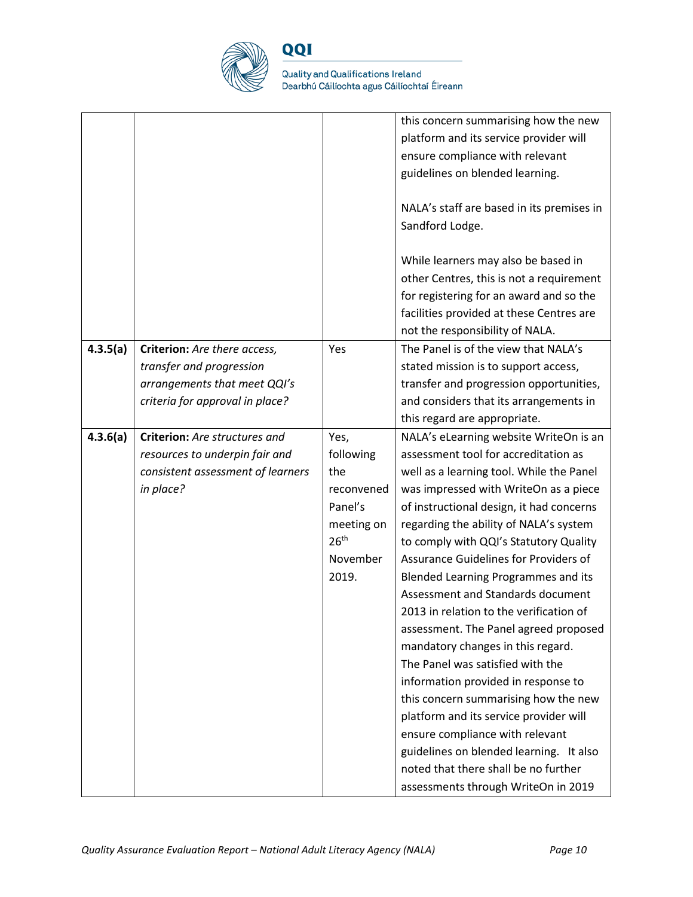| | | | |
|---|---|---|---|
| | | | this concern summarising how the new platform and its service provider will ensure compliance with relevant guidelines on blended learning.<br><br>NALA's staff are based in its premises in Sandford Lodge.<br><br>While learners may also be based in other Centres, this is not a requirement for registering for an award and so the facilities provided at these Centres are not the responsibility of NALA. |
| **4.3.5(a)** | **Criterion:** *Are there access, transfer and progression arrangements that meet QQI's criteria for approval in place?* | Yes | The Panel is of the view that NALA's stated mission is to support access, transfer and progression opportunities, and considers that its arrangements in this regard are appropriate. |
| **4.3.6(a)** | **Criterion:** *Are structures and resources to underpin fair and consistent assessment of learners in place?* | Yes, following the reconvened Panel's meeting on 26th November 2019. | NALA's eLearning website WriteOn is an assessment tool for accreditation as well as a learning tool. While the Panel was impressed with WriteOn as a piece of instructional design, it had concerns regarding the ability of NALA's system to comply with QQI's Statutory Quality Assurance Guidelines for Providers of Blended Learning Programmes and its Assessment and Standards document 2013 in relation to the verification of assessment. The Panel agreed proposed mandatory changes in this regard.<br>The Panel was satisfied with the information provided in response to this concern summarising how the new platform and its service provider will ensure compliance with relevant guidelines on blended learning. It also noted that there shall be no further assessments through WriteOn in 2019 |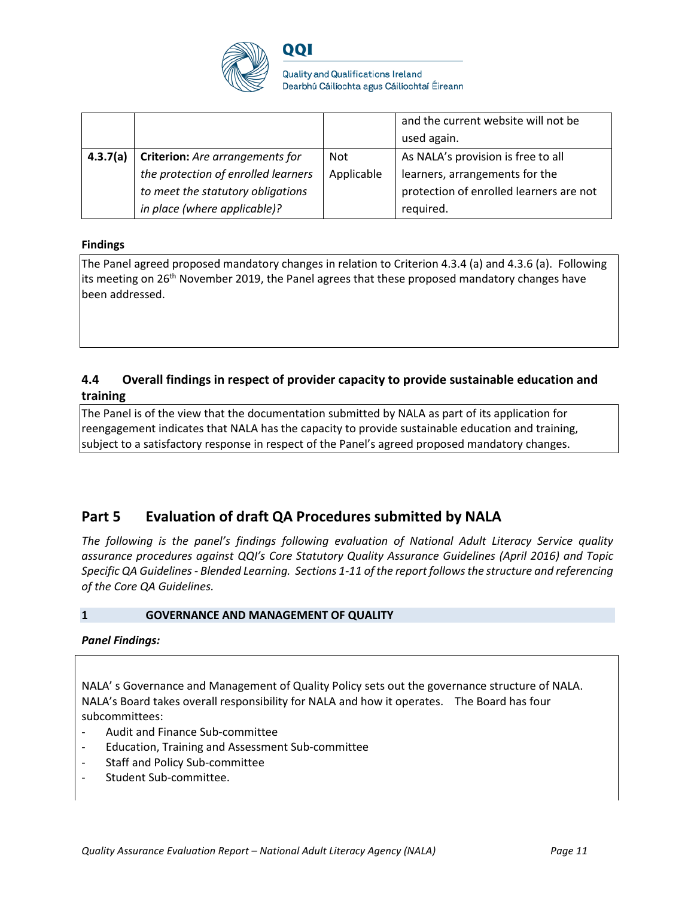| | | | and the current website will not be used again. |
|---|---|---|---|
| **4.3.7(a)** | **Criterion:** *Are arrangements for the protection of enrolled learners to meet the statutory obligations in place (where applicable)?* | Not Applicable | As NALA's provision is free to all learners, arrangements for the protection of enrolled learners are not required. |

**Findings**

The Panel agreed proposed mandatory changes in relation to Criterion 4.3.4 (a) and 4.3.6 (a). Following its meeting on 26th November 2019, the Panel agrees that these proposed mandatory changes have been addressed.

### 4.4 Overall findings in respect of provider capacity to provide sustainable education and training

The Panel is of the view that the documentation submitted by NALA as part of its application for reengagement indicates that NALA has the capacity to provide sustainable education and training, subject to a satisfactory response in respect of the Panel's agreed proposed mandatory changes.

## Part 5 Evaluation of draft QA Procedures submitted by NALA

*The following is the panel's findings following evaluation of National Adult Literacy Service quality assurance procedures against QQI's Core Statutory Quality Assurance Guidelines (April 2016) and Topic Specific QA Guidelines - Blended Learning. Sections 1-11 of the report follows the structure and referencing of the Core QA Guidelines.*

**1 GOVERNANCE AND MANAGEMENT OF QUALITY**

***Panel Findings:***

NALA' s Governance and Management of Quality Policy sets out the governance structure of NALA. NALA's Board takes overall responsibility for NALA and how it operates. The Board has four subcommittees:

- Audit and Finance Sub-committee
- Education, Training and Assessment Sub-committee
- Staff and Policy Sub-committee
- Student Sub-committee.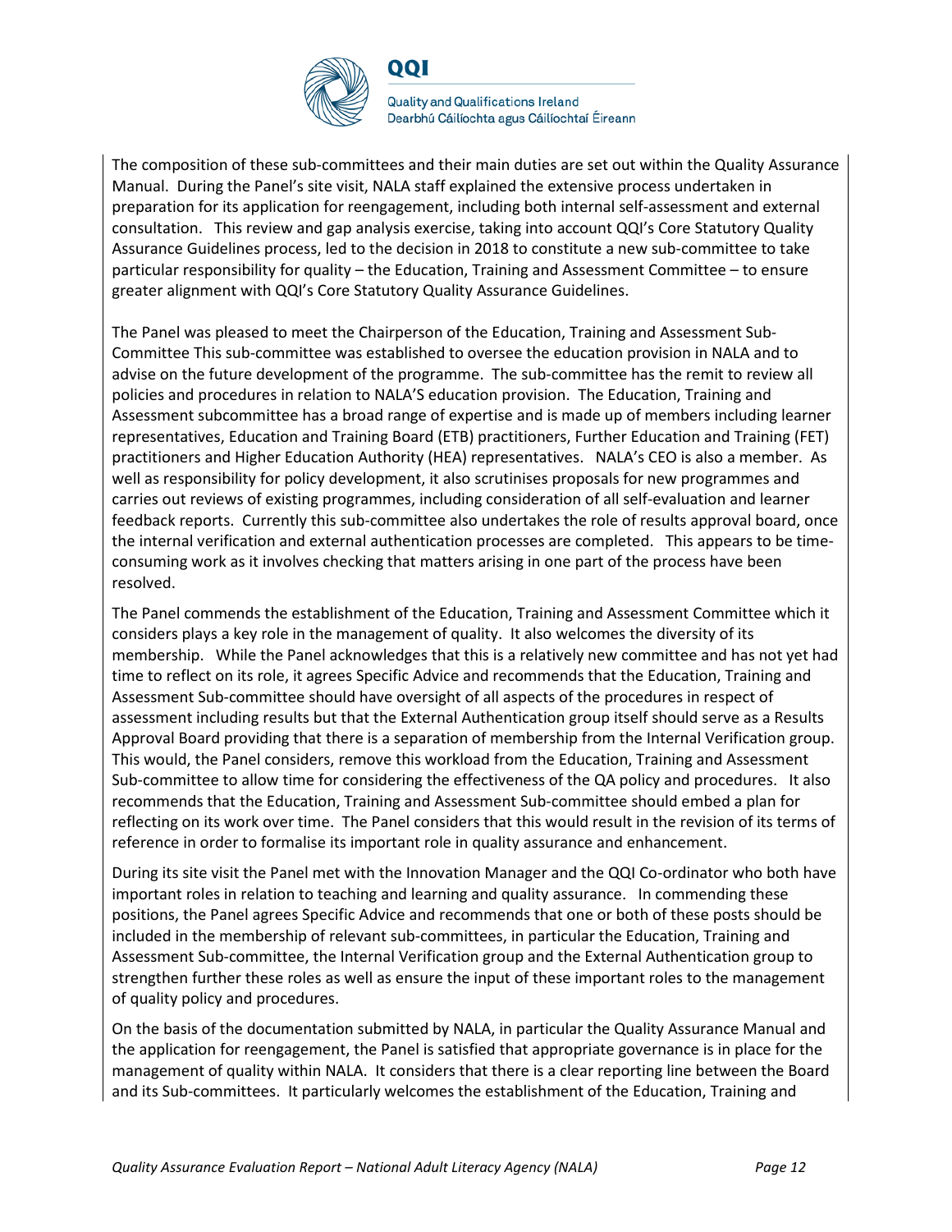The composition of these sub-committees and their main duties are set out within the Quality Assurance Manual. During the Panel's site visit, NALA staff explained the extensive process undertaken in preparation for its application for reengagement, including both internal self-assessment and external consultation. This review and gap analysis exercise, taking into account QQI's Core Statutory Quality Assurance Guidelines process, led to the decision in 2018 to constitute a new sub-committee to take particular responsibility for quality – the Education, Training and Assessment Committee – to ensure greater alignment with QQI's Core Statutory Quality Assurance Guidelines.

The Panel was pleased to meet the Chairperson of the Education, Training and Assessment Sub-Committee This sub-committee was established to oversee the education provision in NALA and to advise on the future development of the programme. The sub-committee has the remit to review all policies and procedures in relation to NALA'S education provision. The Education, Training and Assessment subcommittee has a broad range of expertise and is made up of members including learner representatives, Education and Training Board (ETB) practitioners, Further Education and Training (FET) practitioners and Higher Education Authority (HEA) representatives. NALA's CEO is also a member. As well as responsibility for policy development, it also scrutinises proposals for new programmes and carries out reviews of existing programmes, including consideration of all self-evaluation and learner feedback reports. Currently this sub-committee also undertakes the role of results approval board, once the internal verification and external authentication processes are completed. This appears to be time-consuming work as it involves checking that matters arising in one part of the process have been resolved.

The Panel commends the establishment of the Education, Training and Assessment Committee which it considers plays a key role in the management of quality. It also welcomes the diversity of its membership. While the Panel acknowledges that this is a relatively new committee and has not yet had time to reflect on its role, it agrees Specific Advice and recommends that the Education, Training and Assessment Sub-committee should have oversight of all aspects of the procedures in respect of assessment including results but that the External Authentication group itself should serve as a Results Approval Board providing that there is a separation of membership from the Internal Verification group. This would, the Panel considers, remove this workload from the Education, Training and Assessment Sub-committee to allow time for considering the effectiveness of the QA policy and procedures. It also recommends that the Education, Training and Assessment Sub-committee should embed a plan for reflecting on its work over time. The Panel considers that this would result in the revision of its terms of reference in order to formalise its important role in quality assurance and enhancement.

During its site visit the Panel met with the Innovation Manager and the QQI Co-ordinator who both have important roles in relation to teaching and learning and quality assurance. In commending these positions, the Panel agrees Specific Advice and recommends that one or both of these posts should be included in the membership of relevant sub-committees, in particular the Education, Training and Assessment Sub-committee, the Internal Verification group and the External Authentication group to strengthen further these roles as well as ensure the input of these important roles to the management of quality policy and procedures.

On the basis of the documentation submitted by NALA, in particular the Quality Assurance Manual and the application for reengagement, the Panel is satisfied that appropriate governance is in place for the management of quality within NALA. It considers that there is a clear reporting line between the Board and its Sub-committees. It particularly welcomes the establishment of the Education, Training and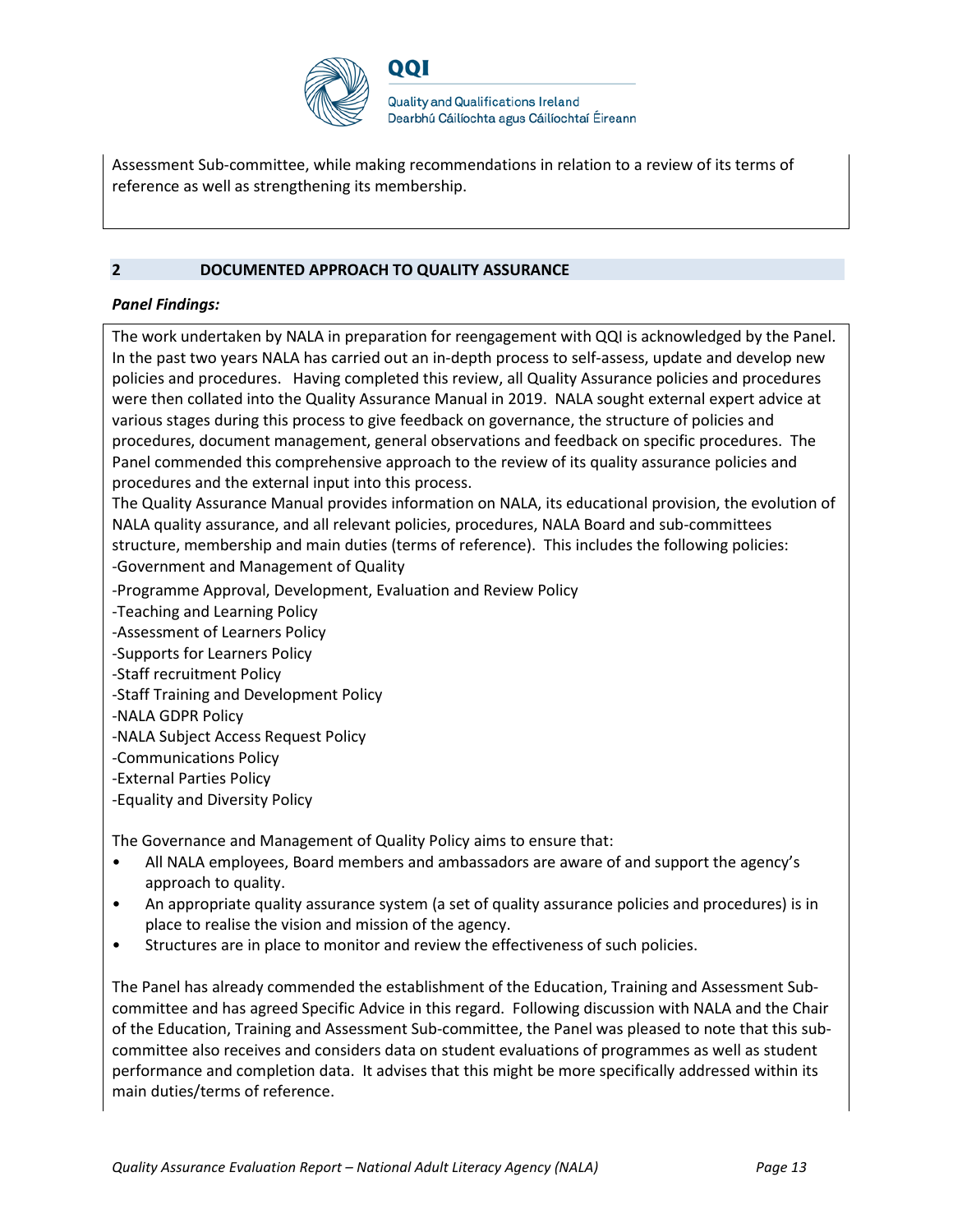Assessment Sub-committee, while making recommendations in relation to a review of its terms of reference as well as strengthening its membership.

## 2 DOCUMENTED APPROACH TO QUALITY ASSURANCE

***Panel Findings:***

The work undertaken by NALA in preparation for reengagement with QQI is acknowledged by the Panel. In the past two years NALA has carried out an in-depth process to self-assess, update and develop new policies and procedures. Having completed this review, all Quality Assurance policies and procedures were then collated into the Quality Assurance Manual in 2019. NALA sought external expert advice at various stages during this process to give feedback on governance, the structure of policies and procedures, document management, general observations and feedback on specific procedures. The Panel commended this comprehensive approach to the review of its quality assurance policies and procedures and the external input into this process.

The Quality Assurance Manual provides information on NALA, its educational provision, the evolution of NALA quality assurance, and all relevant policies, procedures, NALA Board and sub-committees structure, membership and main duties (terms of reference). This includes the following policies:

-Government and Management of Quality

-Programme Approval, Development, Evaluation and Review Policy

-Teaching and Learning Policy

-Assessment of Learners Policy

-Supports for Learners Policy

-Staff recruitment Policy

-Staff Training and Development Policy

-NALA GDPR Policy

-NALA Subject Access Request Policy

-Communications Policy

-External Parties Policy

-Equality and Diversity Policy

The Governance and Management of Quality Policy aims to ensure that:

- All NALA employees, Board members and ambassadors are aware of and support the agency's approach to quality.
- An appropriate quality assurance system (a set of quality assurance policies and procedures) is in place to realise the vision and mission of the agency.
- Structures are in place to monitor and review the effectiveness of such policies.

The Panel has already commended the establishment of the Education, Training and Assessment Sub-committee and has agreed Specific Advice in this regard. Following discussion with NALA and the Chair of the Education, Training and Assessment Sub-committee, the Panel was pleased to note that this sub-committee also receives and considers data on student evaluations of programmes as well as student performance and completion data. It advises that this might be more specifically addressed within its main duties/terms of reference.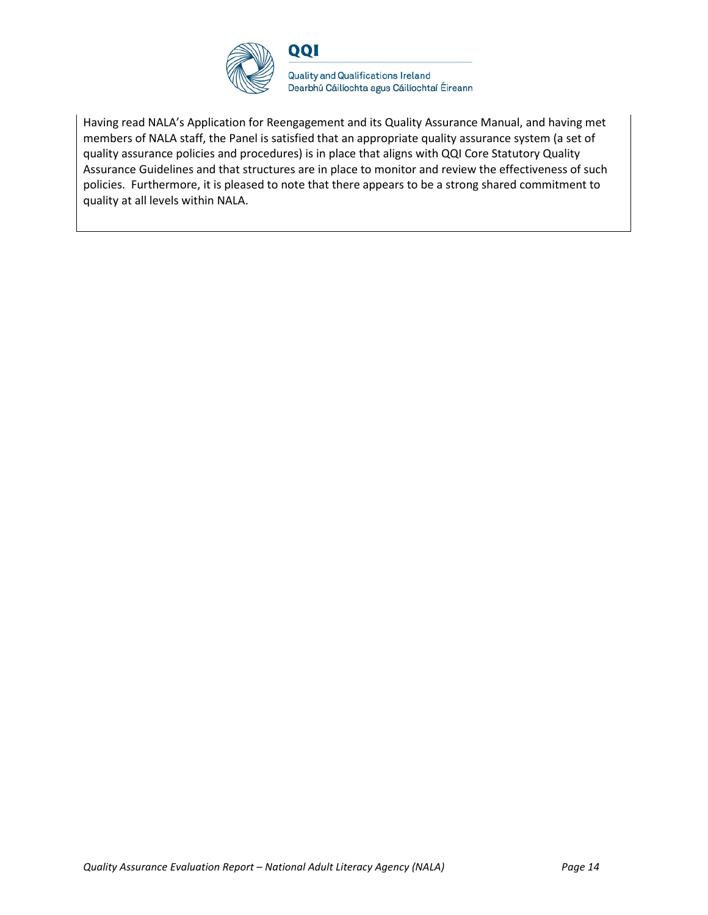Having read NALA's Application for Reengagement and its Quality Assurance Manual, and having met members of NALA staff, the Panel is satisfied that an appropriate quality assurance system (a set of quality assurance policies and procedures) is in place that aligns with QQI Core Statutory Quality Assurance Guidelines and that structures are in place to monitor and review the effectiveness of such policies. Furthermore, it is pleased to note that there appears to be a strong shared commitment to quality at all levels within NALA.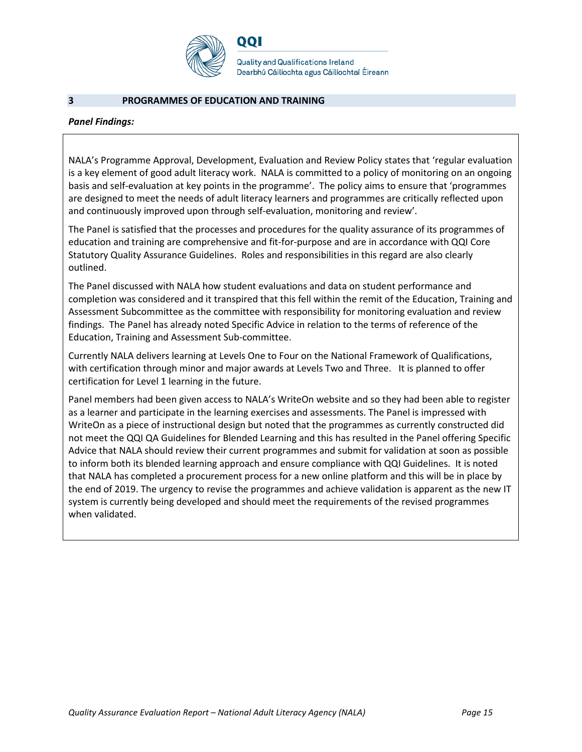## 3 PROGRAMMES OF EDUCATION AND TRAINING

***Panel Findings:***

NALA's Programme Approval, Development, Evaluation and Review Policy states that 'regular evaluation is a key element of good adult literacy work. NALA is committed to a policy of monitoring on an ongoing basis and self-evaluation at key points in the programme'. The policy aims to ensure that 'programmes are designed to meet the needs of adult literacy learners and programmes are critically reflected upon and continuously improved upon through self-evaluation, monitoring and review'.

The Panel is satisfied that the processes and procedures for the quality assurance of its programmes of education and training are comprehensive and fit-for-purpose and are in accordance with QQI Core Statutory Quality Assurance Guidelines. Roles and responsibilities in this regard are also clearly outlined.

The Panel discussed with NALA how student evaluations and data on student performance and completion was considered and it transpired that this fell within the remit of the Education, Training and Assessment Subcommittee as the committee with responsibility for monitoring evaluation and review findings. The Panel has already noted Specific Advice in relation to the terms of reference of the Education, Training and Assessment Sub-committee.

Currently NALA delivers learning at Levels One to Four on the National Framework of Qualifications, with certification through minor and major awards at Levels Two and Three. It is planned to offer certification for Level 1 learning in the future.

Panel members had been given access to NALA's WriteOn website and so they had been able to register as a learner and participate in the learning exercises and assessments. The Panel is impressed with WriteOn as a piece of instructional design but noted that the programmes as currently constructed did not meet the QQI QA Guidelines for Blended Learning and this has resulted in the Panel offering Specific Advice that NALA should review their current programmes and submit for validation at soon as possible to inform both its blended learning approach and ensure compliance with QQI Guidelines. It is noted that NALA has completed a procurement process for a new online platform and this will be in place by the end of 2019. The urgency to revise the programmes and achieve validation is apparent as the new IT system is currently being developed and should meet the requirements of the revised programmes when validated.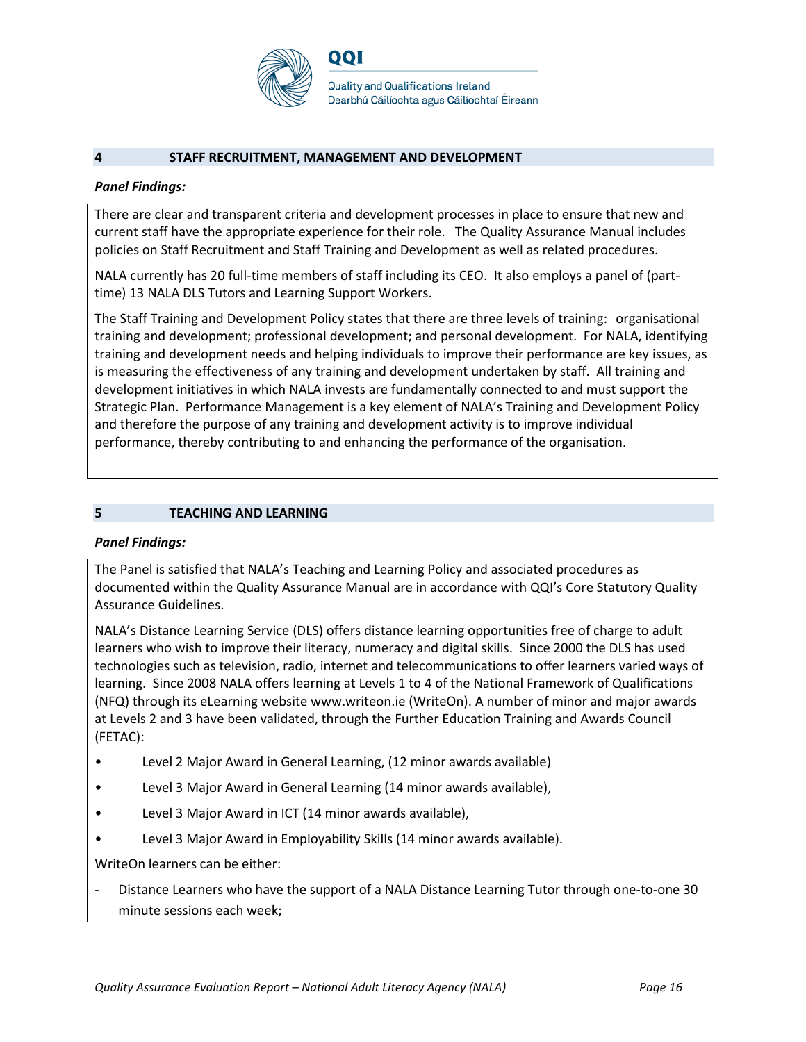## 4 STAFF RECRUITMENT, MANAGEMENT AND DEVELOPMENT

***Panel Findings:***

There are clear and transparent criteria and development processes in place to ensure that new and current staff have the appropriate experience for their role. The Quality Assurance Manual includes policies on Staff Recruitment and Staff Training and Development as well as related procedures.

NALA currently has 20 full-time members of staff including its CEO. It also employs a panel of (part-time) 13 NALA DLS Tutors and Learning Support Workers.

The Staff Training and Development Policy states that there are three levels of training: organisational training and development; professional development; and personal development. For NALA, identifying training and development needs and helping individuals to improve their performance are key issues, as is measuring the effectiveness of any training and development undertaken by staff. All training and development initiatives in which NALA invests are fundamentally connected to and must support the Strategic Plan. Performance Management is a key element of NALA's Training and Development Policy and therefore the purpose of any training and development activity is to improve individual performance, thereby contributing to and enhancing the performance of the organisation.

## 5 TEACHING AND LEARNING

***Panel Findings:***

The Panel is satisfied that NALA's Teaching and Learning Policy and associated procedures as documented within the Quality Assurance Manual are in accordance with QQI's Core Statutory Quality Assurance Guidelines.

NALA's Distance Learning Service (DLS) offers distance learning opportunities free of charge to adult learners who wish to improve their literacy, numeracy and digital skills. Since 2000 the DLS has used technologies such as television, radio, internet and telecommunications to offer learners varied ways of learning. Since 2008 NALA offers learning at Levels 1 to 4 of the National Framework of Qualifications (NFQ) through its eLearning website www.writeon.ie (WriteOn). A number of minor and major awards at Levels 2 and 3 have been validated, through the Further Education Training and Awards Council (FETAC):

- Level 2 Major Award in General Learning, (12 minor awards available)
- Level 3 Major Award in General Learning (14 minor awards available),
- Level 3 Major Award in ICT (14 minor awards available),
- Level 3 Major Award in Employability Skills (14 minor awards available).

WriteOn learners can be either:

- Distance Learners who have the support of a NALA Distance Learning Tutor through one-to-one 30 minute sessions each week;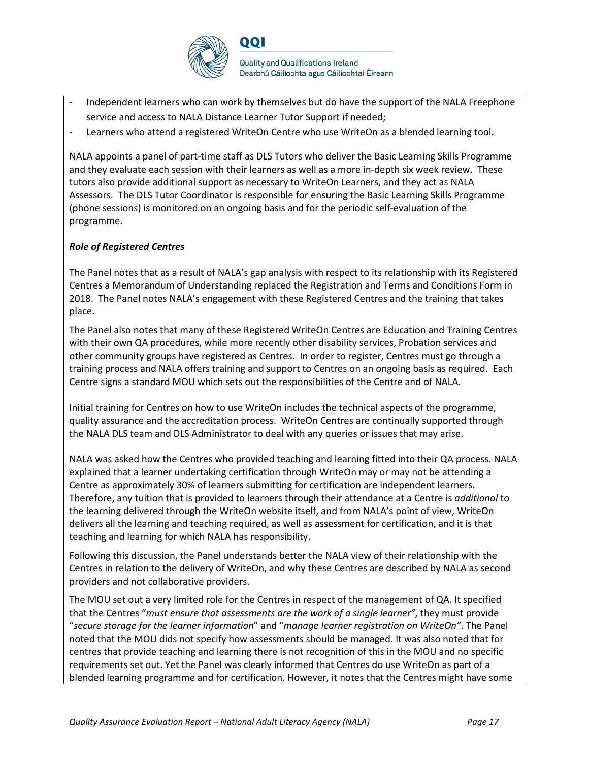- Independent learners who can work by themselves but do have the support of the NALA Freephone service and access to NALA Distance Learner Tutor Support if needed;
- Learners who attend a registered WriteOn Centre who use WriteOn as a blended learning tool.

NALA appoints a panel of part-time staff as DLS Tutors who deliver the Basic Learning Skills Programme and they evaluate each session with their learners as well as a more in-depth six week review. These tutors also provide additional support as necessary to WriteOn Learners, and they act as NALA Assessors. The DLS Tutor Coordinator is responsible for ensuring the Basic Learning Skills Programme (phone sessions) is monitored on an ongoing basis and for the periodic self-evaluation of the programme.

***Role of Registered Centres***

The Panel notes that as a result of NALA's gap analysis with respect to its relationship with its Registered Centres a Memorandum of Understanding replaced the Registration and Terms and Conditions Form in 2018. The Panel notes NALA's engagement with these Registered Centres and the training that takes place.

The Panel also notes that many of these Registered WriteOn Centres are Education and Training Centres with their own QA procedures, while more recently other disability services, Probation services and other community groups have registered as Centres. In order to register, Centres must go through a training process and NALA offers training and support to Centres on an ongoing basis as required. Each Centre signs a standard MOU which sets out the responsibilities of the Centre and of NALA.

Initial training for Centres on how to use WriteOn includes the technical aspects of the programme, quality assurance and the accreditation process. WriteOn Centres are continually supported through the NALA DLS team and DLS Administrator to deal with any queries or issues that may arise.

NALA was asked how the Centres who provided teaching and learning fitted into their QA process. NALA explained that a learner undertaking certification through WriteOn may or may not be attending a Centre as approximately 30% of learners submitting for certification are independent learners. Therefore, any tuition that is provided to learners through their attendance at a Centre is *additional* to the learning delivered through the WriteOn website itself, and from NALA's point of view, WriteOn delivers all the learning and teaching required, as well as assessment for certification, and it is that teaching and learning for which NALA has responsibility.

Following this discussion, the Panel understands better the NALA view of their relationship with the Centres in relation to the delivery of WriteOn, and why these Centres are described by NALA as second providers and not collaborative providers.

The MOU set out a very limited role for the Centres in respect of the management of QA. It specified that the Centres "*must ensure that assessments are the work of a single learner*", they must provide "*secure storage for the learner information*" and "*manage learner registration on WriteOn*". The Panel noted that the MOU dids not specify how assessments should be managed. It was also noted that for centres that provide teaching and learning there is not recognition of this in the MOU and no specific requirements set out. Yet the Panel was clearly informed that Centres do use WriteOn as part of a blended learning programme and for certification. However, it notes that the Centres might have some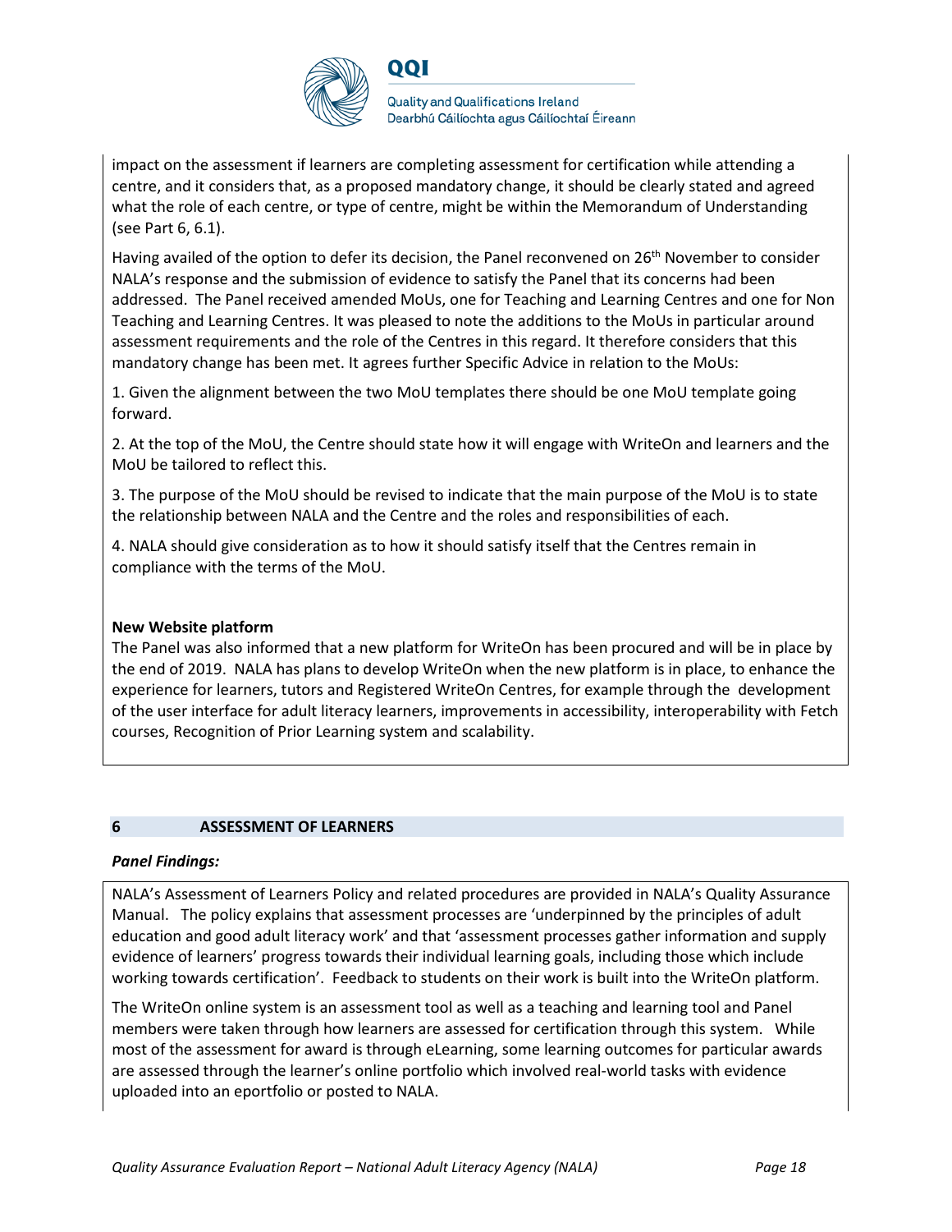impact on the assessment if learners are completing assessment for certification while attending a centre, and it considers that, as a proposed mandatory change, it should be clearly stated and agreed what the role of each centre, or type of centre, might be within the Memorandum of Understanding (see Part 6, 6.1).

Having availed of the option to defer its decision, the Panel reconvened on 26th November to consider NALA's response and the submission of evidence to satisfy the Panel that its concerns had been addressed. The Panel received amended MoUs, one for Teaching and Learning Centres and one for Non Teaching and Learning Centres. It was pleased to note the additions to the MoUs in particular around assessment requirements and the role of the Centres in this regard. It therefore considers that this mandatory change has been met. It agrees further Specific Advice in relation to the MoUs:

1. Given the alignment between the two MoU templates there should be one MoU template going forward.

2. At the top of the MoU, the Centre should state how it will engage with WriteOn and learners and the MoU be tailored to reflect this.

3. The purpose of the MoU should be revised to indicate that the main purpose of the MoU is to state the relationship between NALA and the Centre and the roles and responsibilities of each.

4. NALA should give consideration as to how it should satisfy itself that the Centres remain in compliance with the terms of the MoU.

**New Website platform**

The Panel was also informed that a new platform for WriteOn has been procured and will be in place by the end of 2019. NALA has plans to develop WriteOn when the new platform is in place, to enhance the experience for learners, tutors and Registered WriteOn Centres, for example through the development of the user interface for adult literacy learners, improvements in accessibility, interoperability with Fetch courses, Recognition of Prior Learning system and scalability.

## 6 ASSESSMENT OF LEARNERS

***Panel Findings:***

NALA's Assessment of Learners Policy and related procedures are provided in NALA's Quality Assurance Manual. The policy explains that assessment processes are 'underpinned by the principles of adult education and good adult literacy work' and that 'assessment processes gather information and supply evidence of learners' progress towards their individual learning goals, including those which include working towards certification'. Feedback to students on their work is built into the WriteOn platform.

The WriteOn online system is an assessment tool as well as a teaching and learning tool and Panel members were taken through how learners are assessed for certification through this system. While most of the assessment for award is through eLearning, some learning outcomes for particular awards are assessed through the learner's online portfolio which involved real-world tasks with evidence uploaded into an eportfolio or posted to NALA.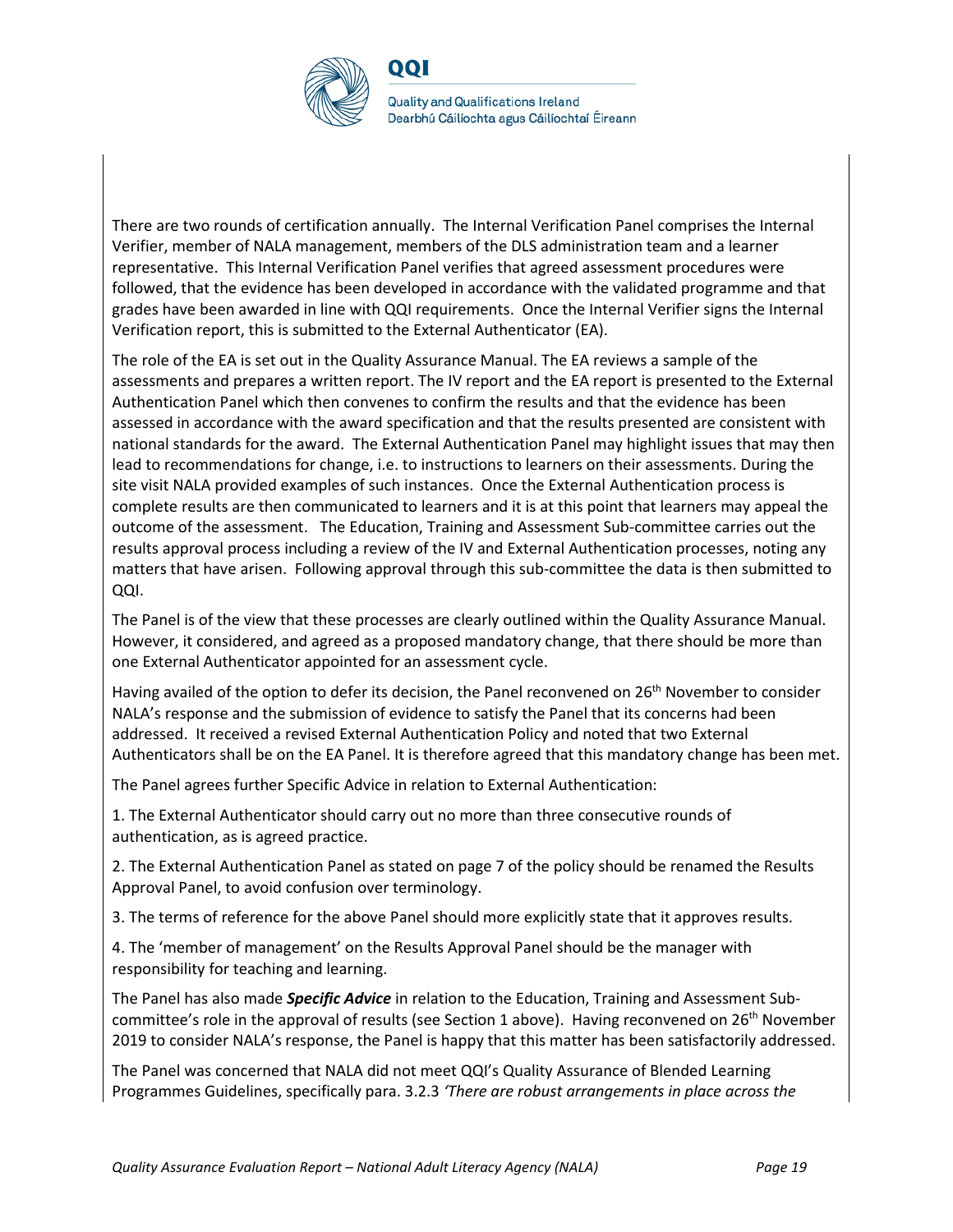There are two rounds of certification annually. The Internal Verification Panel comprises the Internal Verifier, member of NALA management, members of the DLS administration team and a learner representative. This Internal Verification Panel verifies that agreed assessment procedures were followed, that the evidence has been developed in accordance with the validated programme and that grades have been awarded in line with QQI requirements. Once the Internal Verifier signs the Internal Verification report, this is submitted to the External Authenticator (EA).

The role of the EA is set out in the Quality Assurance Manual. The EA reviews a sample of the assessments and prepares a written report. The IV report and the EA report is presented to the External Authentication Panel which then convenes to confirm the results and that the evidence has been assessed in accordance with the award specification and that the results presented are consistent with national standards for the award. The External Authentication Panel may highlight issues that may then lead to recommendations for change, i.e. to instructions to learners on their assessments. During the site visit NALA provided examples of such instances. Once the External Authentication process is complete results are then communicated to learners and it is at this point that learners may appeal the outcome of the assessment. The Education, Training and Assessment Sub-committee carries out the results approval process including a review of the IV and External Authentication processes, noting any matters that have arisen. Following approval through this sub-committee the data is then submitted to QQI.

The Panel is of the view that these processes are clearly outlined within the Quality Assurance Manual. However, it considered, and agreed as a proposed mandatory change, that there should be more than one External Authenticator appointed for an assessment cycle.

Having availed of the option to defer its decision, the Panel reconvened on 26th November to consider NALA's response and the submission of evidence to satisfy the Panel that its concerns had been addressed. It received a revised External Authentication Policy and noted that two External Authenticators shall be on the EA Panel. It is therefore agreed that this mandatory change has been met.

The Panel agrees further Specific Advice in relation to External Authentication:

1. The External Authenticator should carry out no more than three consecutive rounds of authentication, as is agreed practice.

2. The External Authentication Panel as stated on page 7 of the policy should be renamed the Results Approval Panel, to avoid confusion over terminology.

3. The terms of reference for the above Panel should more explicitly state that it approves results.

4. The 'member of management' on the Results Approval Panel should be the manager with responsibility for teaching and learning.

The Panel has also made ***Specific Advice*** in relation to the Education, Training and Assessment Sub-committee's role in the approval of results (see Section 1 above). Having reconvened on 26th November 2019 to consider NALA's response, the Panel is happy that this matter has been satisfactorily addressed.

The Panel was concerned that NALA did not meet QQI's Quality Assurance of Blended Learning Programmes Guidelines, specifically para. 3.2.3 *'There are robust arrangements in place across the*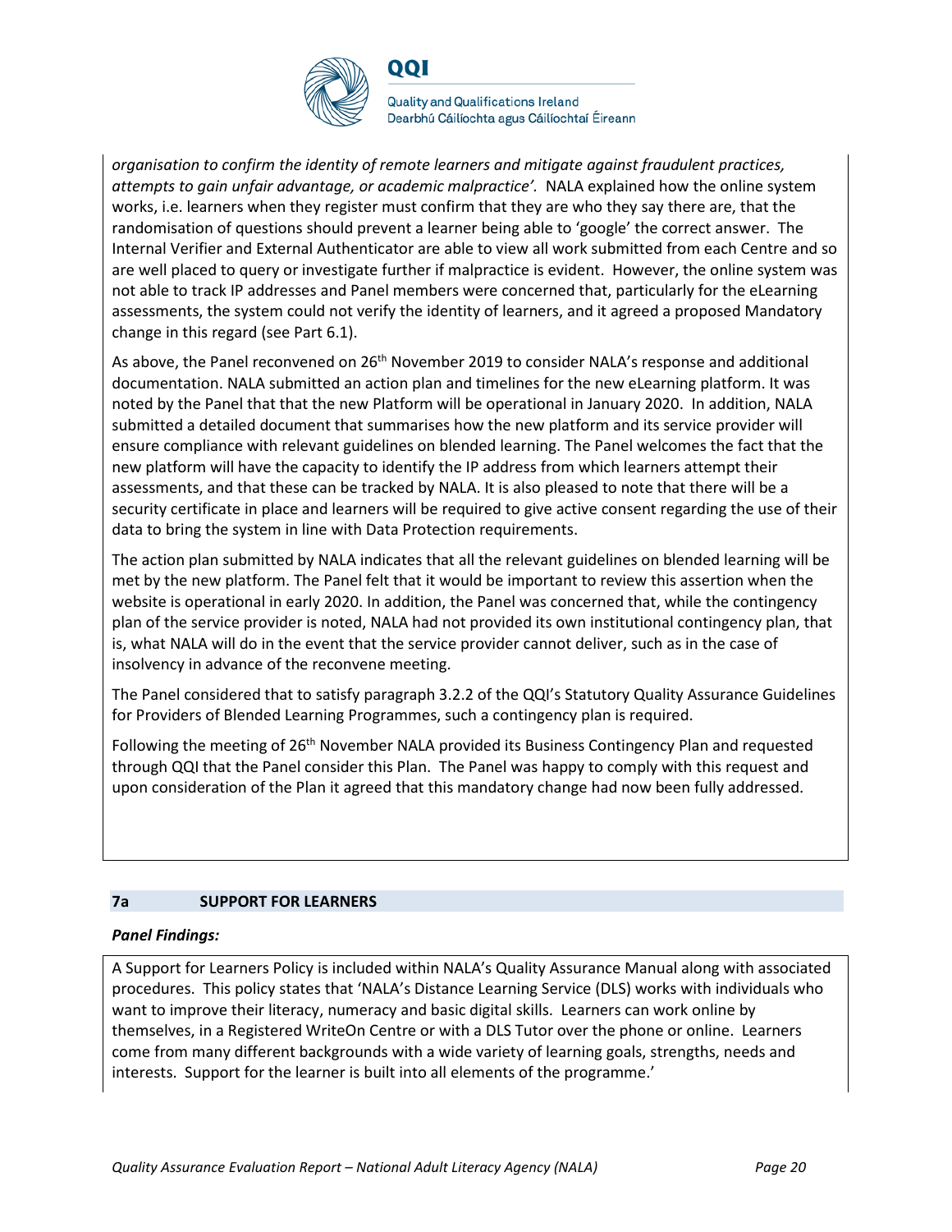*organisation to confirm the identity of remote learners and mitigate against fraudulent practices, attempts to gain unfair advantage, or academic malpractice'.* NALA explained how the online system works, i.e. learners when they register must confirm that they are who they say there are, that the randomisation of questions should prevent a learner being able to 'google' the correct answer. The Internal Verifier and External Authenticator are able to view all work submitted from each Centre and so are well placed to query or investigate further if malpractice is evident. However, the online system was not able to track IP addresses and Panel members were concerned that, particularly for the eLearning assessments, the system could not verify the identity of learners, and it agreed a proposed Mandatory change in this regard (see Part 6.1).

As above, the Panel reconvened on 26th November 2019 to consider NALA's response and additional documentation. NALA submitted an action plan and timelines for the new eLearning platform. It was noted by the Panel that that the new Platform will be operational in January 2020. In addition, NALA submitted a detailed document that summarises how the new platform and its service provider will ensure compliance with relevant guidelines on blended learning. The Panel welcomes the fact that the new platform will have the capacity to identify the IP address from which learners attempt their assessments, and that these can be tracked by NALA. It is also pleased to note that there will be a security certificate in place and learners will be required to give active consent regarding the use of their data to bring the system in line with Data Protection requirements.

The action plan submitted by NALA indicates that all the relevant guidelines on blended learning will be met by the new platform. The Panel felt that it would be important to review this assertion when the website is operational in early 2020. In addition, the Panel was concerned that, while the contingency plan of the service provider is noted, NALA had not provided its own institutional contingency plan, that is, what NALA will do in the event that the service provider cannot deliver, such as in the case of insolvency in advance of the reconvene meeting.

The Panel considered that to satisfy paragraph 3.2.2 of the QQI's Statutory Quality Assurance Guidelines for Providers of Blended Learning Programmes, such a contingency plan is required.

Following the meeting of 26th November NALA provided its Business Contingency Plan and requested through QQI that the Panel consider this Plan. The Panel was happy to comply with this request and upon consideration of the Plan it agreed that this mandatory change had now been fully addressed.

## 7a SUPPORT FOR LEARNERS

***Panel Findings:***

A Support for Learners Policy is included within NALA's Quality Assurance Manual along with associated procedures. This policy states that 'NALA's Distance Learning Service (DLS) works with individuals who want to improve their literacy, numeracy and basic digital skills. Learners can work online by themselves, in a Registered WriteOn Centre or with a DLS Tutor over the phone or online. Learners come from many different backgrounds with a wide variety of learning goals, strengths, needs and interests. Support for the learner is built into all elements of the programme.'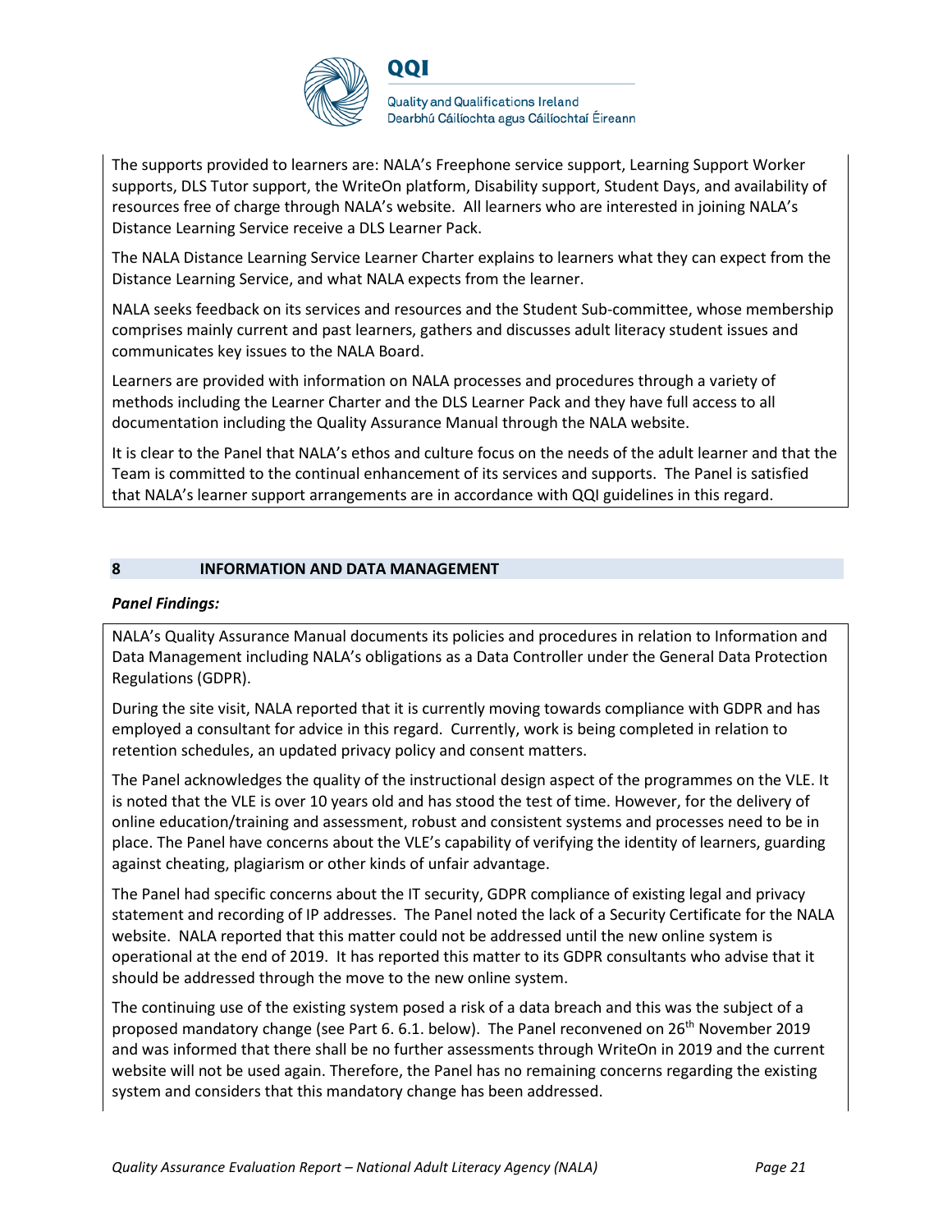The supports provided to learners are: NALA's Freephone service support, Learning Support Worker supports, DLS Tutor support, the WriteOn platform, Disability support, Student Days, and availability of resources free of charge through NALA's website. All learners who are interested in joining NALA's Distance Learning Service receive a DLS Learner Pack.

The NALA Distance Learning Service Learner Charter explains to learners what they can expect from the Distance Learning Service, and what NALA expects from the learner.

NALA seeks feedback on its services and resources and the Student Sub-committee, whose membership comprises mainly current and past learners, gathers and discusses adult literacy student issues and communicates key issues to the NALA Board.

Learners are provided with information on NALA processes and procedures through a variety of methods including the Learner Charter and the DLS Learner Pack and they have full access to all documentation including the Quality Assurance Manual through the NALA website.

It is clear to the Panel that NALA's ethos and culture focus on the needs of the adult learner and that the Team is committed to the continual enhancement of its services and supports. The Panel is satisfied that NALA's learner support arrangements are in accordance with QQI guidelines in this regard.

## 8 INFORMATION AND DATA MANAGEMENT

***Panel Findings:***

NALA's Quality Assurance Manual documents its policies and procedures in relation to Information and Data Management including NALA's obligations as a Data Controller under the General Data Protection Regulations (GDPR).

During the site visit, NALA reported that it is currently moving towards compliance with GDPR and has employed a consultant for advice in this regard. Currently, work is being completed in relation to retention schedules, an updated privacy policy and consent matters.

The Panel acknowledges the quality of the instructional design aspect of the programmes on the VLE. It is noted that the VLE is over 10 years old and has stood the test of time. However, for the delivery of online education/training and assessment, robust and consistent systems and processes need to be in place. The Panel have concerns about the VLE's capability of verifying the identity of learners, guarding against cheating, plagiarism or other kinds of unfair advantage.

The Panel had specific concerns about the IT security, GDPR compliance of existing legal and privacy statement and recording of IP addresses. The Panel noted the lack of a Security Certificate for the NALA website. NALA reported that this matter could not be addressed until the new online system is operational at the end of 2019. It has reported this matter to its GDPR consultants who advise that it should be addressed through the move to the new online system.

The continuing use of the existing system posed a risk of a data breach and this was the subject of a proposed mandatory change (see Part 6. 6.1. below). The Panel reconvened on 26th November 2019 and was informed that there shall be no further assessments through WriteOn in 2019 and the current website will not be used again. Therefore, the Panel has no remaining concerns regarding the existing system and considers that this mandatory change has been addressed.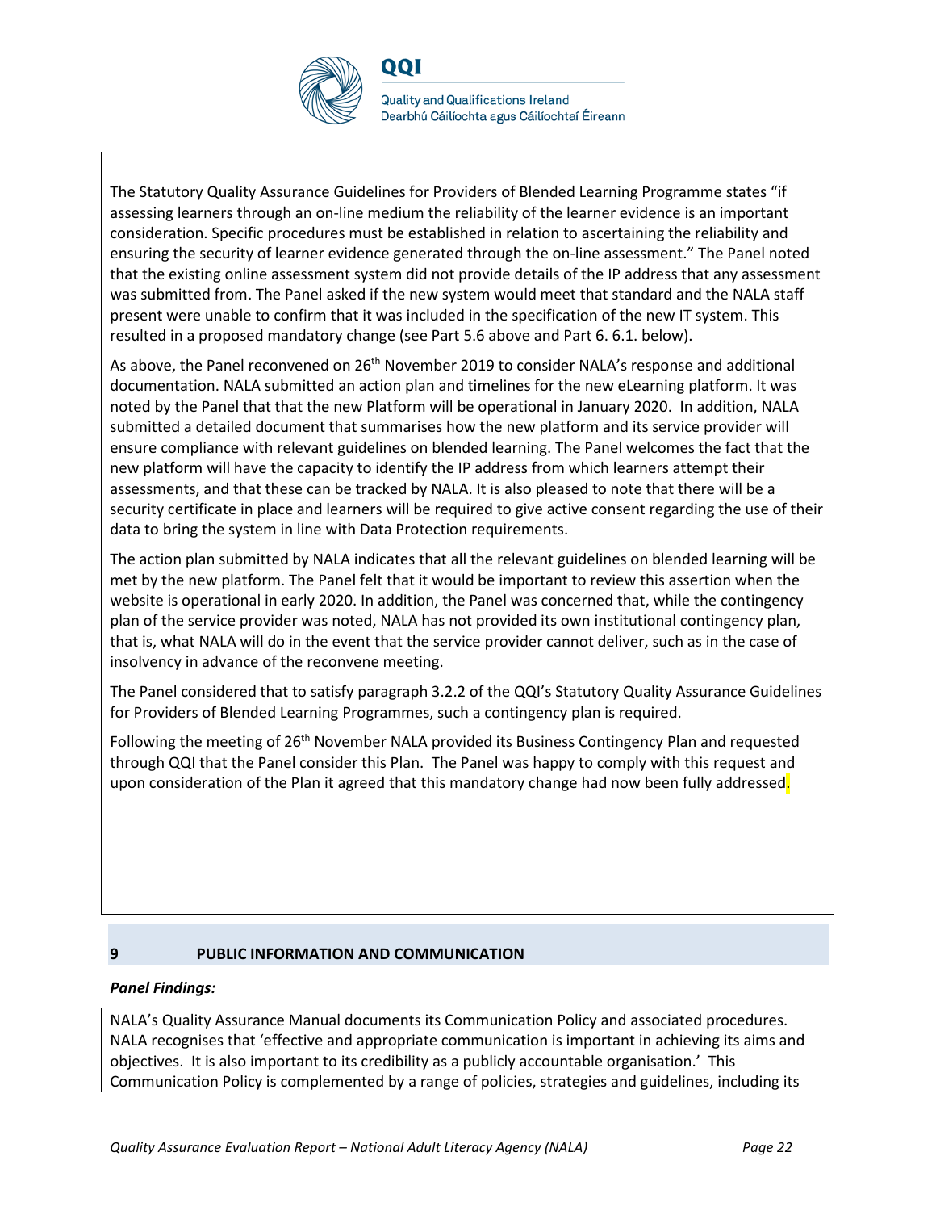The Statutory Quality Assurance Guidelines for Providers of Blended Learning Programme states "if assessing learners through an on-line medium the reliability of the learner evidence is an important consideration. Specific procedures must be established in relation to ascertaining the reliability and ensuring the security of learner evidence generated through the on-line assessment." The Panel noted that the existing online assessment system did not provide details of the IP address that any assessment was submitted from. The Panel asked if the new system would meet that standard and the NALA staff present were unable to confirm that it was included in the specification of the new IT system. This resulted in a proposed mandatory change (see Part 5.6 above and Part 6. 6.1. below).

As above, the Panel reconvened on 26th November 2019 to consider NALA's response and additional documentation. NALA submitted an action plan and timelines for the new eLearning platform. It was noted by the Panel that that the new Platform will be operational in January 2020. In addition, NALA submitted a detailed document that summarises how the new platform and its service provider will ensure compliance with relevant guidelines on blended learning. The Panel welcomes the fact that the new platform will have the capacity to identify the IP address from which learners attempt their assessments, and that these can be tracked by NALA. It is also pleased to note that there will be a security certificate in place and learners will be required to give active consent regarding the use of their data to bring the system in line with Data Protection requirements.

The action plan submitted by NALA indicates that all the relevant guidelines on blended learning will be met by the new platform. The Panel felt that it would be important to review this assertion when the website is operational in early 2020. In addition, the Panel was concerned that, while the contingency plan of the service provider was noted, NALA has not provided its own institutional contingency plan, that is, what NALA will do in the event that the service provider cannot deliver, such as in the case of insolvency in advance of the reconvene meeting.

The Panel considered that to satisfy paragraph 3.2.2 of the QQI's Statutory Quality Assurance Guidelines for Providers of Blended Learning Programmes, such a contingency plan is required.

Following the meeting of 26th November NALA provided its Business Contingency Plan and requested through QQI that the Panel consider this Plan. The Panel was happy to comply with this request and upon consideration of the Plan it agreed that this mandatory change had now been fully addressed.

## 9 PUBLIC INFORMATION AND COMMUNICATION

***Panel Findings:***

NALA's Quality Assurance Manual documents its Communication Policy and associated procedures. NALA recognises that 'effective and appropriate communication is important in achieving its aims and objectives. It is also important to its credibility as a publicly accountable organisation.' This Communication Policy is complemented by a range of policies, strategies and guidelines, including its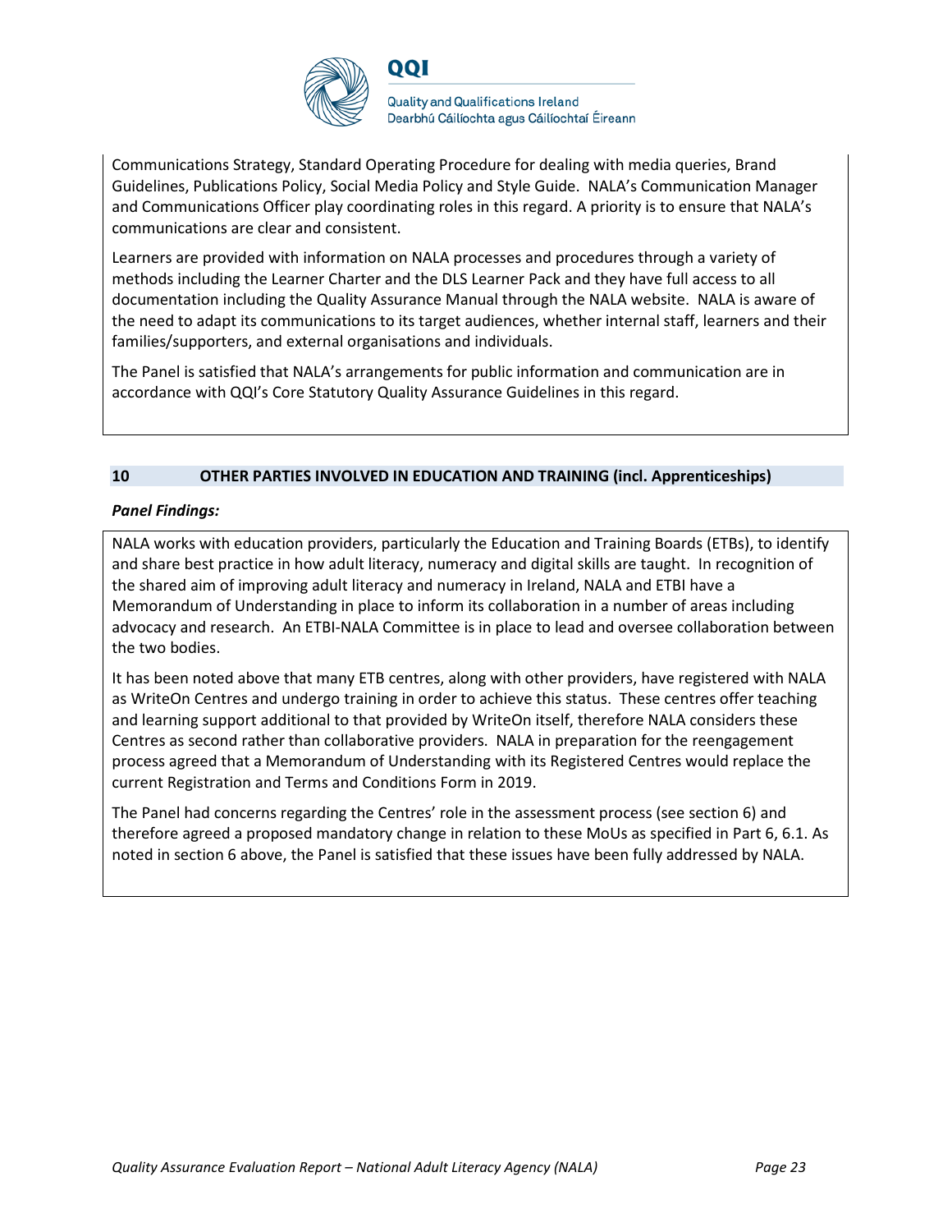Communications Strategy, Standard Operating Procedure for dealing with media queries, Brand Guidelines, Publications Policy, Social Media Policy and Style Guide. NALA's Communication Manager and Communications Officer play coordinating roles in this regard. A priority is to ensure that NALA's communications are clear and consistent.

Learners are provided with information on NALA processes and procedures through a variety of methods including the Learner Charter and the DLS Learner Pack and they have full access to all documentation including the Quality Assurance Manual through the NALA website. NALA is aware of the need to adapt its communications to its target audiences, whether internal staff, learners and their families/supporters, and external organisations and individuals.

The Panel is satisfied that NALA's arrangements for public information and communication are in accordance with QQI's Core Statutory Quality Assurance Guidelines in this regard.

## 10 OTHER PARTIES INVOLVED IN EDUCATION AND TRAINING (incl. Apprenticeships)

***Panel Findings:***

NALA works with education providers, particularly the Education and Training Boards (ETBs), to identify and share best practice in how adult literacy, numeracy and digital skills are taught. In recognition of the shared aim of improving adult literacy and numeracy in Ireland, NALA and ETBI have a Memorandum of Understanding in place to inform its collaboration in a number of areas including advocacy and research. An ETBI-NALA Committee is in place to lead and oversee collaboration between the two bodies.

It has been noted above that many ETB centres, along with other providers, have registered with NALA as WriteOn Centres and undergo training in order to achieve this status. These centres offer teaching and learning support additional to that provided by WriteOn itself, therefore NALA considers these Centres as second rather than collaborative providers. NALA in preparation for the reengagement process agreed that a Memorandum of Understanding with its Registered Centres would replace the current Registration and Terms and Conditions Form in 2019.

The Panel had concerns regarding the Centres' role in the assessment process (see section 6) and therefore agreed a proposed mandatory change in relation to these MoUs as specified in Part 6, 6.1. As noted in section 6 above, the Panel is satisfied that these issues have been fully addressed by NALA.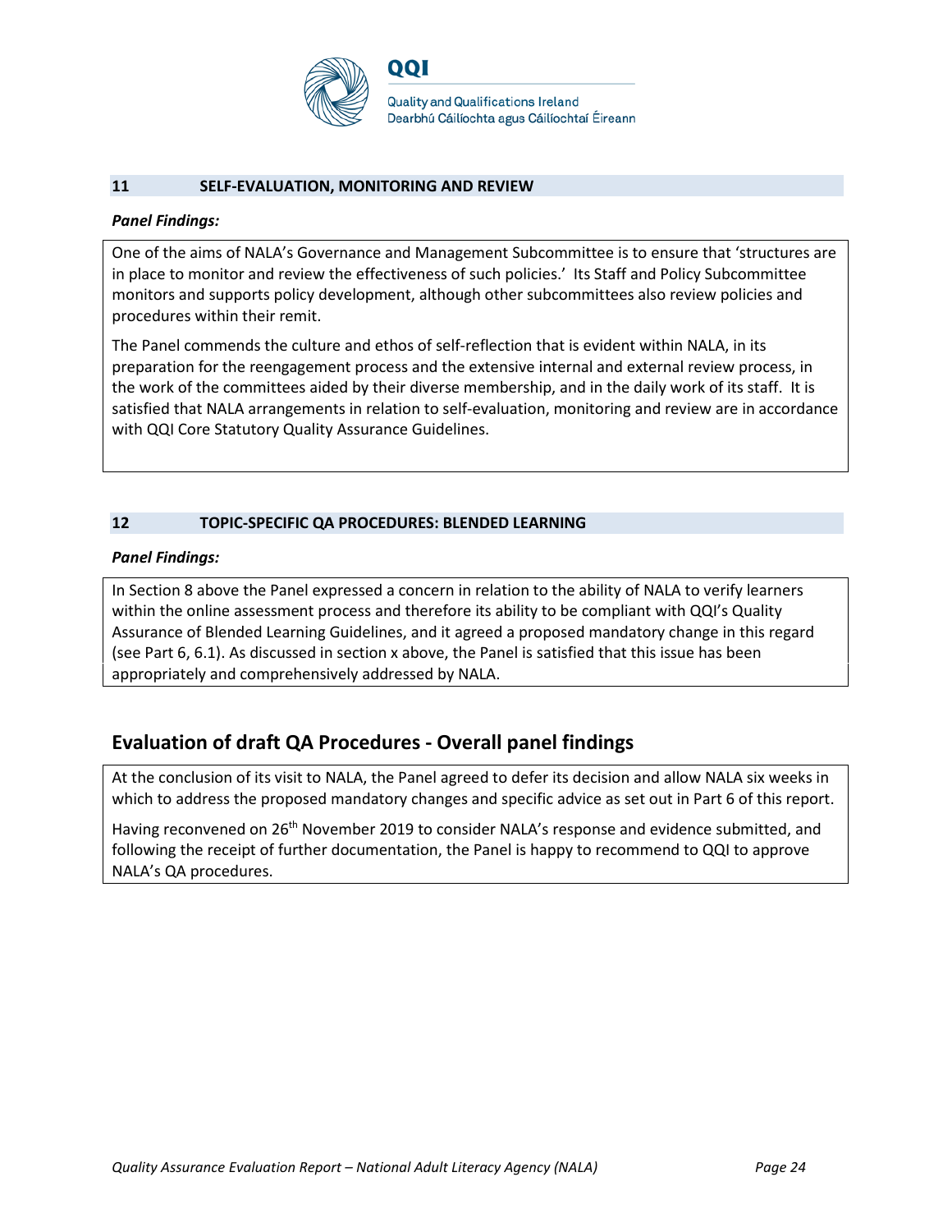## 11 SELF-EVALUATION, MONITORING AND REVIEW

***Panel Findings:***

One of the aims of NALA's Governance and Management Subcommittee is to ensure that 'structures are in place to monitor and review the effectiveness of such policies.' Its Staff and Policy Subcommittee monitors and supports policy development, although other subcommittees also review policies and procedures within their remit.

The Panel commends the culture and ethos of self-reflection that is evident within NALA, in its preparation for the reengagement process and the extensive internal and external review process, in the work of the committees aided by their diverse membership, and in the daily work of its staff. It is satisfied that NALA arrangements in relation to self-evaluation, monitoring and review are in accordance with QQI Core Statutory Quality Assurance Guidelines.

## 12 TOPIC-SPECIFIC QA PROCEDURES: BLENDED LEARNING

***Panel Findings:***

In Section 8 above the Panel expressed a concern in relation to the ability of NALA to verify learners within the online assessment process and therefore its ability to be compliant with QQI's Quality Assurance of Blended Learning Guidelines, and it agreed a proposed mandatory change in this regard (see Part 6, 6.1). As discussed in section x above, the Panel is satisfied that this issue has been appropriately and comprehensively addressed by NALA.

## Evaluation of draft QA Procedures - Overall panel findings

At the conclusion of its visit to NALA, the Panel agreed to defer its decision and allow NALA six weeks in which to address the proposed mandatory changes and specific advice as set out in Part 6 of this report.

Having reconvened on 26th November 2019 to consider NALA's response and evidence submitted, and following the receipt of further documentation, the Panel is happy to recommend to QQI to approve NALA's QA procedures.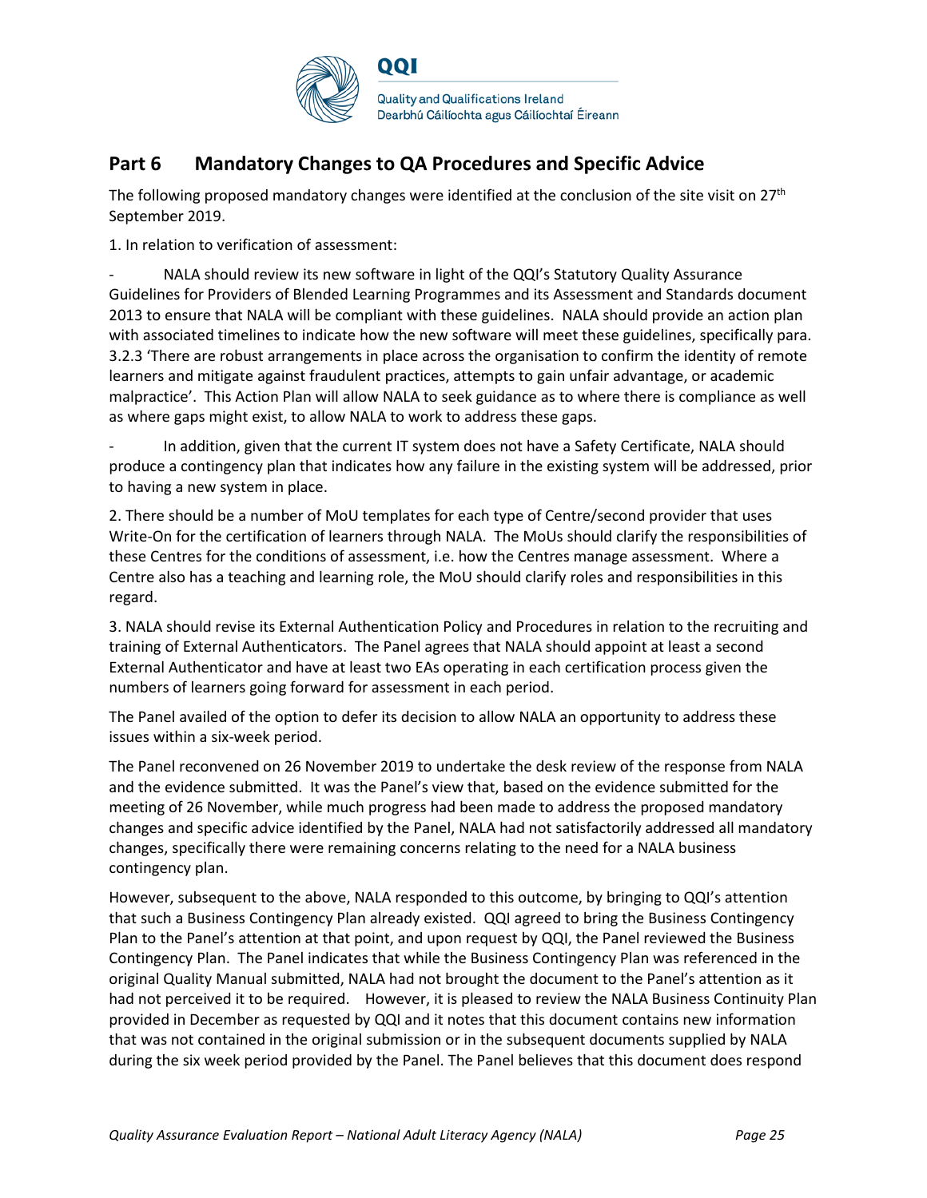## Part 6 Mandatory Changes to QA Procedures and Specific Advice

The following proposed mandatory changes were identified at the conclusion of the site visit on 27th September 2019.

1. In relation to verification of assessment:

- NALA should review its new software in light of the QQI's Statutory Quality Assurance Guidelines for Providers of Blended Learning Programmes and its Assessment and Standards document 2013 to ensure that NALA will be compliant with these guidelines. NALA should provide an action plan with associated timelines to indicate how the new software will meet these guidelines, specifically para. 3.2.3 'There are robust arrangements in place across the organisation to confirm the identity of remote learners and mitigate against fraudulent practices, attempts to gain unfair advantage, or academic malpractice'. This Action Plan will allow NALA to seek guidance as to where there is compliance as well as where gaps might exist, to allow NALA to work to address these gaps.

- In addition, given that the current IT system does not have a Safety Certificate, NALA should produce a contingency plan that indicates how any failure in the existing system will be addressed, prior to having a new system in place.

2. There should be a number of MoU templates for each type of Centre/second provider that uses Write-On for the certification of learners through NALA. The MoUs should clarify the responsibilities of these Centres for the conditions of assessment, i.e. how the Centres manage assessment. Where a Centre also has a teaching and learning role, the MoU should clarify roles and responsibilities in this regard.

3. NALA should revise its External Authentication Policy and Procedures in relation to the recruiting and training of External Authenticators. The Panel agrees that NALA should appoint at least a second External Authenticator and have at least two EAs operating in each certification process given the numbers of learners going forward for assessment in each period.

The Panel availed of the option to defer its decision to allow NALA an opportunity to address these issues within a six-week period.

The Panel reconvened on 26 November 2019 to undertake the desk review of the response from NALA and the evidence submitted. It was the Panel's view that, based on the evidence submitted for the meeting of 26 November, while much progress had been made to address the proposed mandatory changes and specific advice identified by the Panel, NALA had not satisfactorily addressed all mandatory changes, specifically there were remaining concerns relating to the need for a NALA business contingency plan.

However, subsequent to the above, NALA responded to this outcome, by bringing to QQI's attention that such a Business Contingency Plan already existed. QQI agreed to bring the Business Contingency Plan to the Panel's attention at that point, and upon request by QQI, the Panel reviewed the Business Contingency Plan. The Panel indicates that while the Business Contingency Plan was referenced in the original Quality Manual submitted, NALA had not brought the document to the Panel's attention as it had not perceived it to be required. However, it is pleased to review the NALA Business Continuity Plan provided in December as requested by QQI and it notes that this document contains new information that was not contained in the original submission or in the subsequent documents supplied by NALA during the six week period provided by the Panel. The Panel believes that this document does respond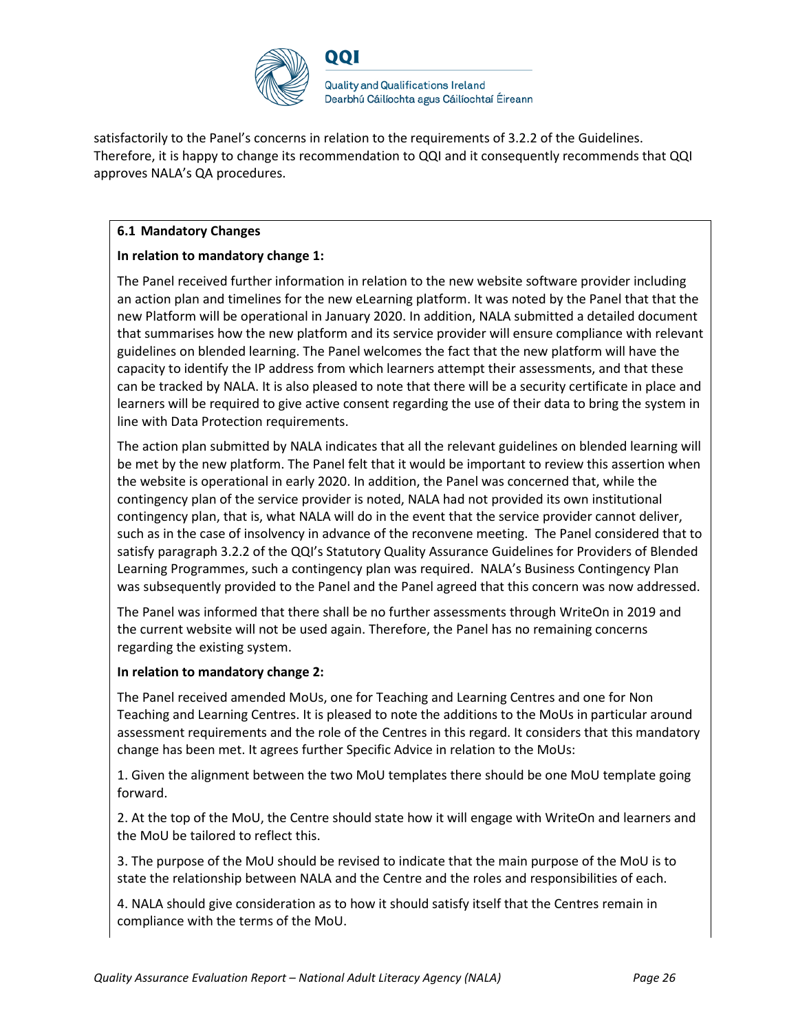satisfactorily to the Panel's concerns in relation to the requirements of 3.2.2 of the Guidelines. Therefore, it is happy to change its recommendation to QQI and it consequently recommends that QQI approves NALA's QA procedures.

**6.1 Mandatory Changes**

**In relation to mandatory change 1:**

The Panel received further information in relation to the new website software provider including an action plan and timelines for the new eLearning platform. It was noted by the Panel that that the new Platform will be operational in January 2020. In addition, NALA submitted a detailed document that summarises how the new platform and its service provider will ensure compliance with relevant guidelines on blended learning. The Panel welcomes the fact that the new platform will have the capacity to identify the IP address from which learners attempt their assessments, and that these can be tracked by NALA. It is also pleased to note that there will be a security certificate in place and learners will be required to give active consent regarding the use of their data to bring the system in line with Data Protection requirements.

The action plan submitted by NALA indicates that all the relevant guidelines on blended learning will be met by the new platform. The Panel felt that it would be important to review this assertion when the website is operational in early 2020. In addition, the Panel was concerned that, while the contingency plan of the service provider is noted, NALA had not provided its own institutional contingency plan, that is, what NALA will do in the event that the service provider cannot deliver, such as in the case of insolvency in advance of the reconvene meeting. The Panel considered that to satisfy paragraph 3.2.2 of the QQI's Statutory Quality Assurance Guidelines for Providers of Blended Learning Programmes, such a contingency plan was required. NALA's Business Contingency Plan was subsequently provided to the Panel and the Panel agreed that this concern was now addressed.

The Panel was informed that there shall be no further assessments through WriteOn in 2019 and the current website will not be used again. Therefore, the Panel has no remaining concerns regarding the existing system.

**In relation to mandatory change 2:**

The Panel received amended MoUs, one for Teaching and Learning Centres and one for Non Teaching and Learning Centres. It is pleased to note the additions to the MoUs in particular around assessment requirements and the role of the Centres in this regard. It considers that this mandatory change has been met. It agrees further Specific Advice in relation to the MoUs:

1. Given the alignment between the two MoU templates there should be one MoU template going forward.

2. At the top of the MoU, the Centre should state how it will engage with WriteOn and learners and the MoU be tailored to reflect this.

3. The purpose of the MoU should be revised to indicate that the main purpose of the MoU is to state the relationship between NALA and the Centre and the roles and responsibilities of each.

4. NALA should give consideration as to how it should satisfy itself that the Centres remain in compliance with the terms of the MoU.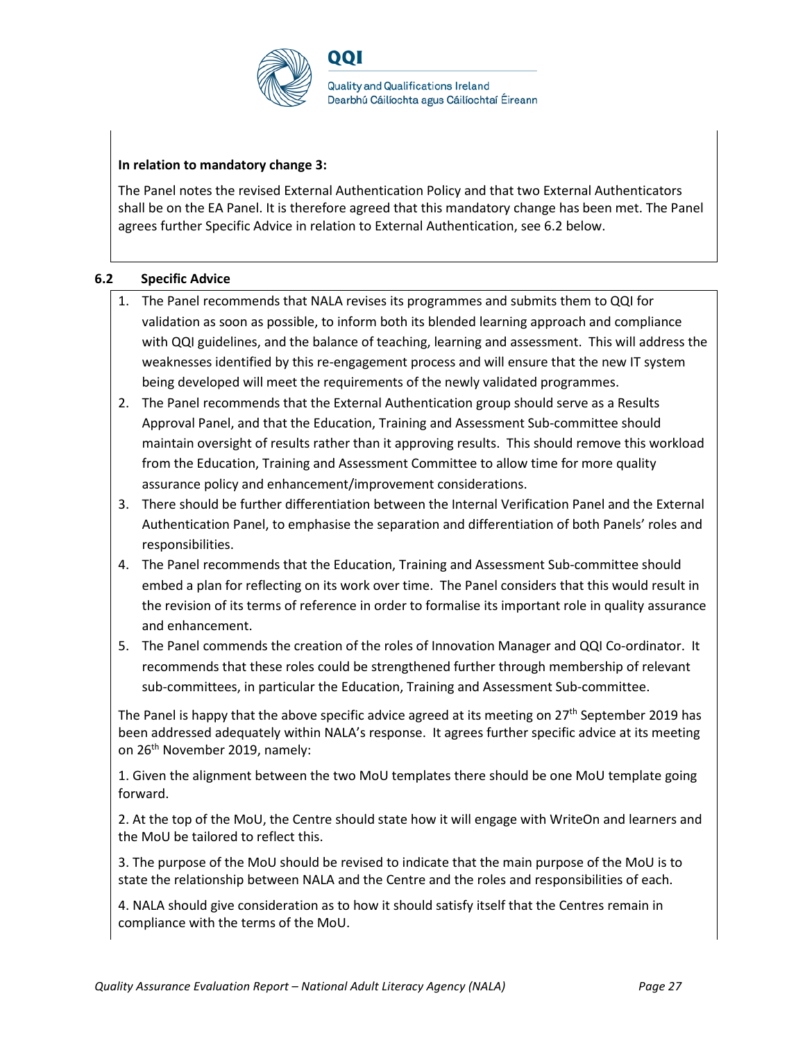**In relation to mandatory change 3:**

The Panel notes the revised External Authentication Policy and that two External Authenticators shall be on the EA Panel. It is therefore agreed that this mandatory change has been met. The Panel agrees further Specific Advice in relation to External Authentication, see 6.2 below.

### 6.2 Specific Advice

1. The Panel recommends that NALA revises its programmes and submits them to QQI for validation as soon as possible, to inform both its blended learning approach and compliance with QQI guidelines, and the balance of teaching, learning and assessment. This will address the weaknesses identified by this re-engagement process and will ensure that the new IT system being developed will meet the requirements of the newly validated programmes.
2. The Panel recommends that the External Authentication group should serve as a Results Approval Panel, and that the Education, Training and Assessment Sub-committee should maintain oversight of results rather than it approving results. This should remove this workload from the Education, Training and Assessment Committee to allow time for more quality assurance policy and enhancement/improvement considerations.
3. There should be further differentiation between the Internal Verification Panel and the External Authentication Panel, to emphasise the separation and differentiation of both Panels' roles and responsibilities.
4. The Panel recommends that the Education, Training and Assessment Sub-committee should embed a plan for reflecting on its work over time. The Panel considers that this would result in the revision of its terms of reference in order to formalise its important role in quality assurance and enhancement.
5. The Panel commends the creation of the roles of Innovation Manager and QQI Co-ordinator. It recommends that these roles could be strengthened further through membership of relevant sub-committees, in particular the Education, Training and Assessment Sub-committee.

The Panel is happy that the above specific advice agreed at its meeting on 27th September 2019 has been addressed adequately within NALA's response. It agrees further specific advice at its meeting on 26th November 2019, namely:

1. Given the alignment between the two MoU templates there should be one MoU template going forward.

2. At the top of the MoU, the Centre should state how it will engage with WriteOn and learners and the MoU be tailored to reflect this.

3. The purpose of the MoU should be revised to indicate that the main purpose of the MoU is to state the relationship between NALA and the Centre and the roles and responsibilities of each.

4. NALA should give consideration as to how it should satisfy itself that the Centres remain in compliance with the terms of the MoU.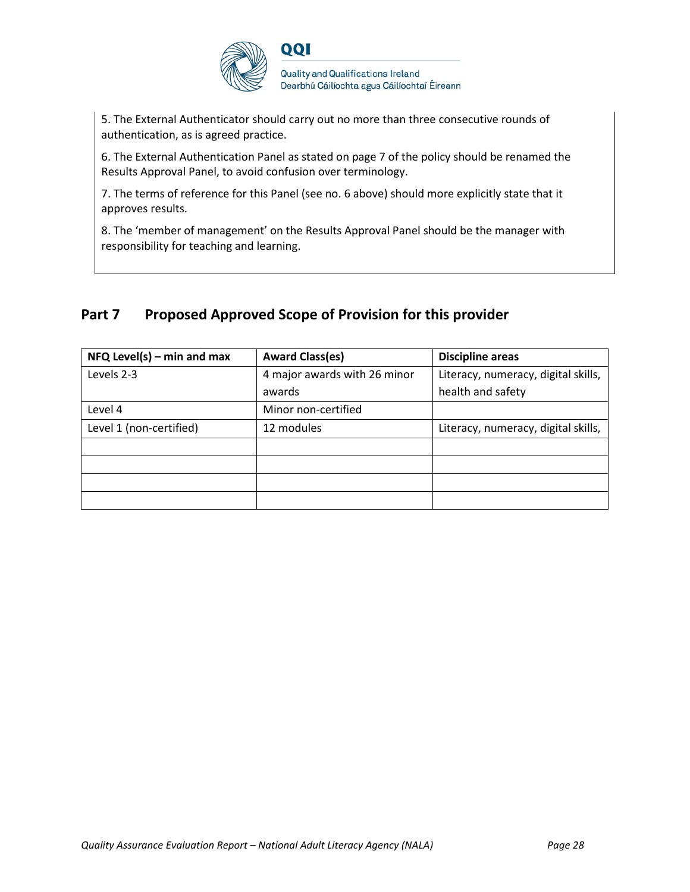5. The External Authenticator should carry out no more than three consecutive rounds of authentication, as is agreed practice.

6. The External Authentication Panel as stated on page 7 of the policy should be renamed the Results Approval Panel, to avoid confusion over terminology.

7. The terms of reference for this Panel (see no. 6 above) should more explicitly state that it approves results.

8. The 'member of management' on the Results Approval Panel should be the manager with responsibility for teaching and learning.

## Part 7 Proposed Approved Scope of Provision for this provider

| NFQ Level(s) – min and max | Award Class(es) | Discipline areas |
|---|---|---|
| Levels 2-3 | 4 major awards with 26 minor awards | Literacy, numeracy, digital skills, health and safety |
| Level 4 | Minor non-certified | |
| Level 1 (non-certified) | 12 modules | Literacy, numeracy, digital skills, |
| | | |
| | | |
| | | |
| | | |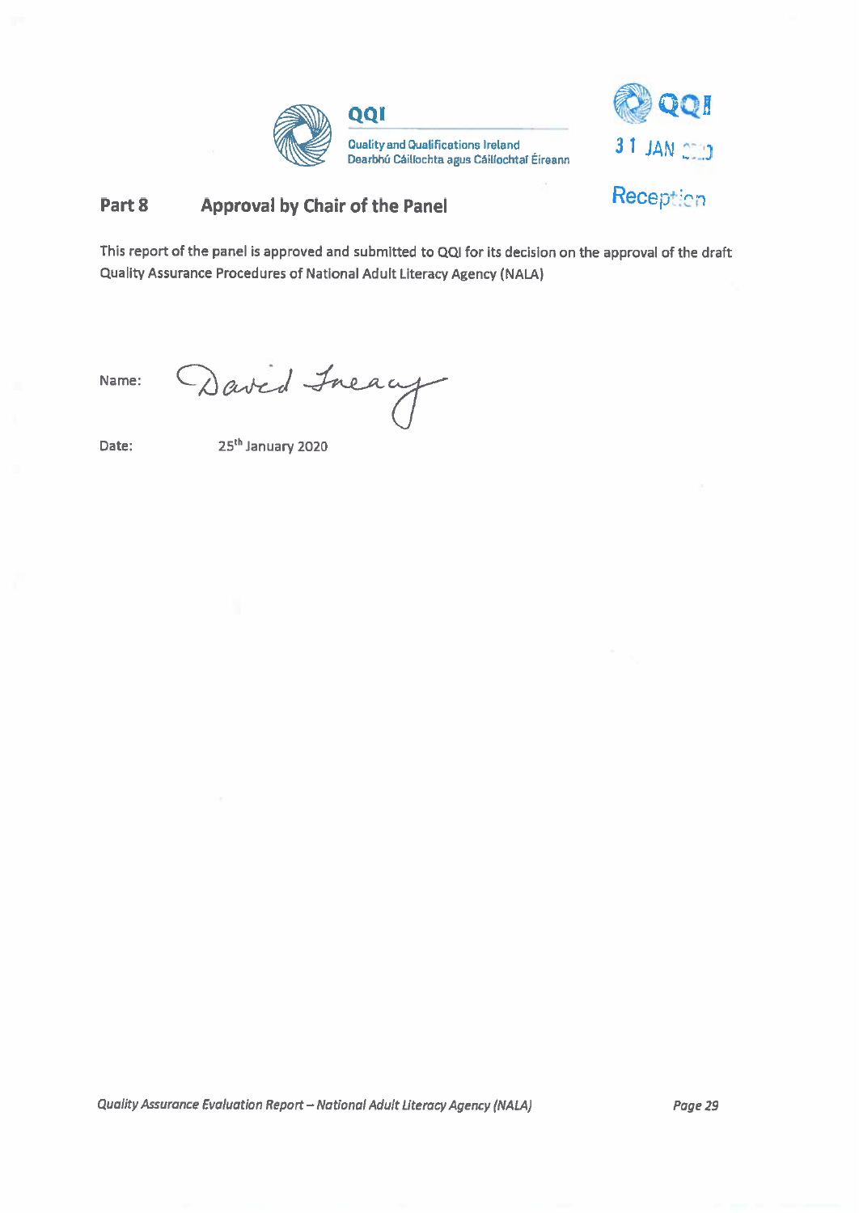## Part 8 Approval by Chair of the Panel

This report of the panel is approved and submitted to QQI for its decision on the approval of the draft Quality Assurance Procedures of National Adult Literacy Agency (NALA)

Name: David Treacy

Date: 25th January 2020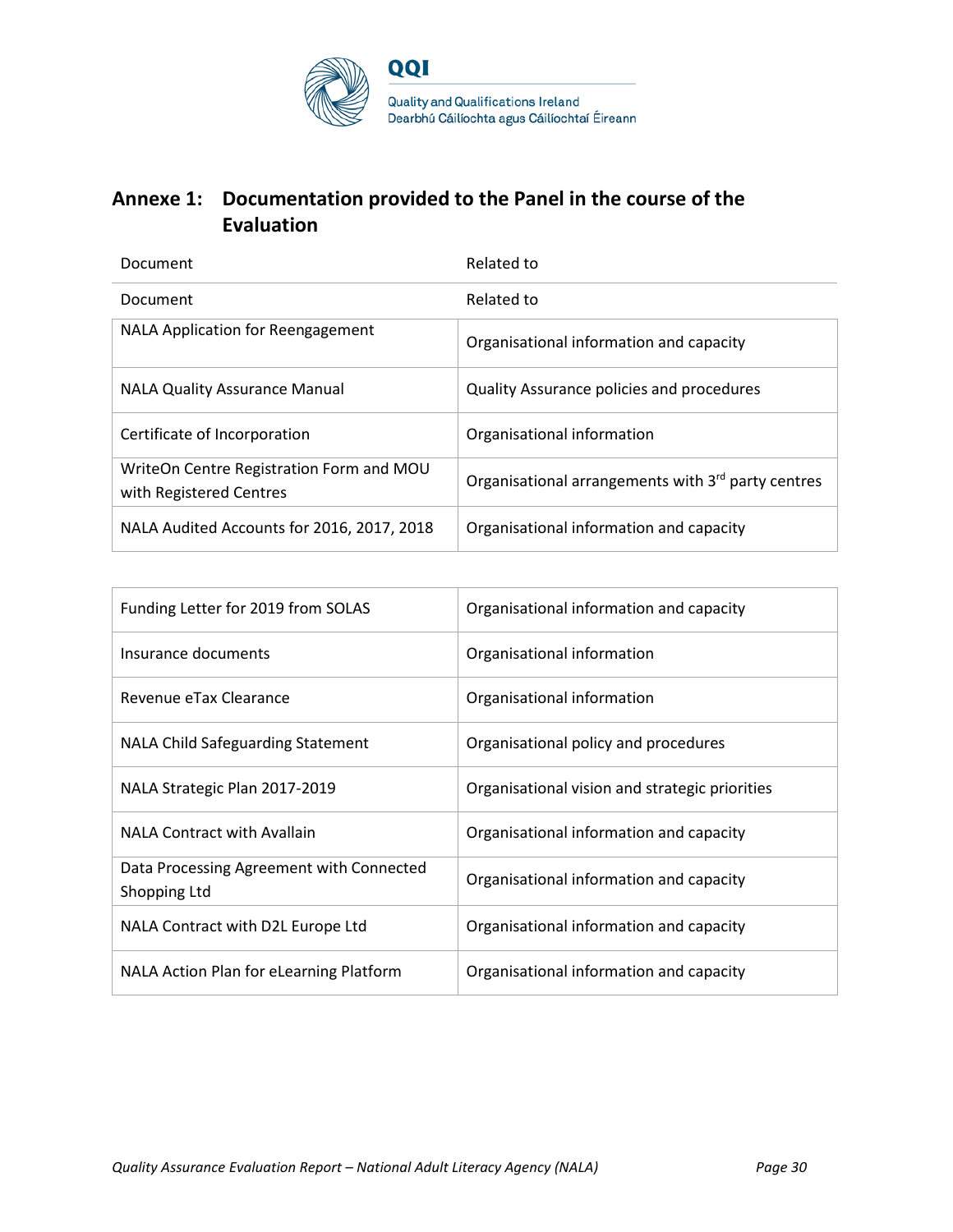## Annexe 1: Documentation provided to the Panel in the course of the Evaluation

| Document | Related to |
|---|---|
| Document | Related to |
| NALA Application for Reengagement | Organisational information and capacity |
| NALA Quality Assurance Manual | Quality Assurance policies and procedures |
| Certificate of Incorporation | Organisational information |
| WriteOn Centre Registration Form and MOU with Registered Centres | Organisational arrangements with 3rd party centres |
| NALA Audited Accounts for 2016, 2017, 2018 | Organisational information and capacity |
| Funding Letter for 2019 from SOLAS | Organisational information and capacity |
| Insurance documents | Organisational information |
| Revenue eTax Clearance | Organisational information |
| NALA Child Safeguarding Statement | Organisational policy and procedures |
| NALA Strategic Plan 2017-2019 | Organisational vision and strategic priorities |
| NALA Contract with Avallain | Organisational information and capacity |
| Data Processing Agreement with Connected Shopping Ltd | Organisational information and capacity |
| NALA Contract with D2L Europe Ltd | Organisational information and capacity |
| NALA Action Plan for eLearning Platform | Organisational information and capacity |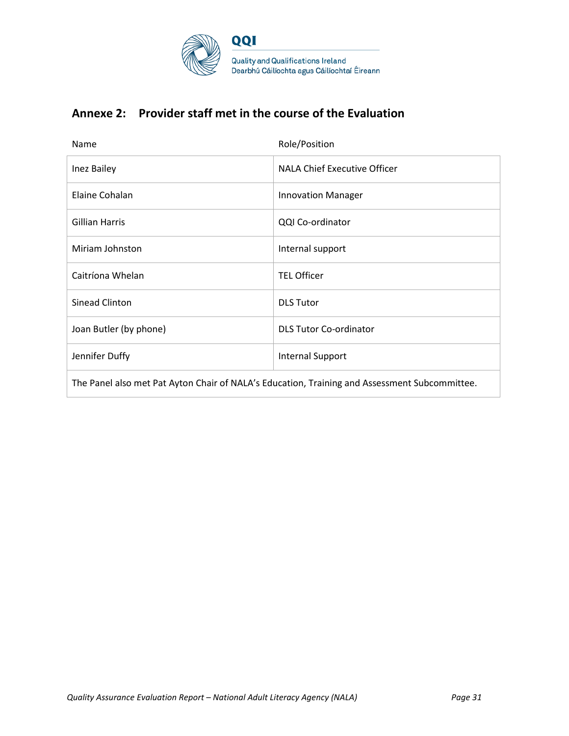## Annexe 2: Provider staff met in the course of the Evaluation

| Name | Role/Position |
|---|---|
| Inez Bailey | NALA Chief Executive Officer |
| Elaine Cohalan | Innovation Manager |
| Gillian Harris | QQI Co-ordinator |
| Miriam Johnston | Internal support |
| Caitríona Whelan | TEL Officer |
| Sinead Clinton | DLS Tutor |
| Joan Butler (by phone) | DLS Tutor Co-ordinator |
| Jennifer Duffy | Internal Support |
| The Panel also met Pat Ayton Chair of NALA's Education, Training and Assessment Subcommittee. | |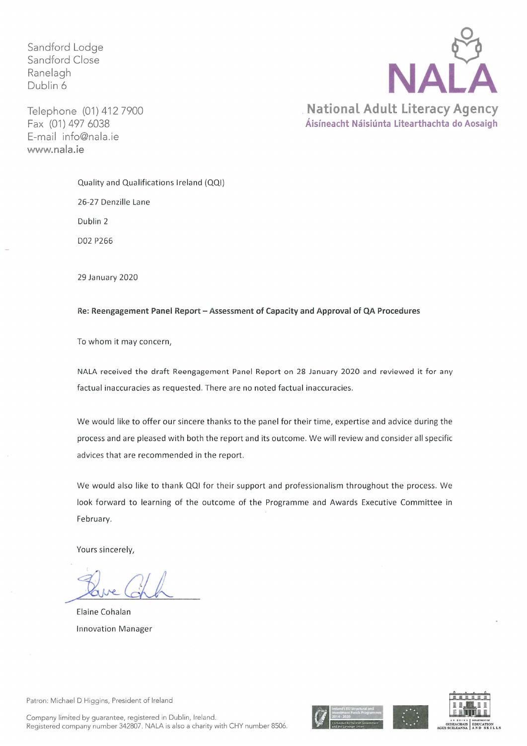Sandford Lodge
Sandford Close
Ranelagh
Dublin 6

Telephone (01) 412 7900
Fax (01) 497 6038
E-mail info@nala.ie
www.nala.ie

NALA
National Adult Literacy Agency
Áisíneacht Náisiúnta Litearthachta do Aosaigh

Quality and Qualifications Ireland (QQI)

26-27 Denzille Lane

Dublin 2

D02 P266

29 January 2020

**Re: Reengagement Panel Report – Assessment of Capacity and Approval of QA Procedures**

To whom it may concern,

NALA received the draft Reengagement Panel Report on 28 January 2020 and reviewed it for any factual inaccuracies as requested. There are no noted factual inaccuracies.

We would like to offer our sincere thanks to the panel for their time, expertise and advice during the process and are pleased with both the report and its outcome. We will review and consider all specific advices that are recommended in the report.

We would also like to thank QQI for their support and professionalism throughout the process. We look forward to learning of the outcome of the Programme and Awards Executive Committee in February.

Yours sincerely,

Elaine Cohalan

Innovation Manager

Patron: Michael D Higgins, President of Ireland

Company limited by guarantee, registered in Dublin, Ireland.
Registered company number 342807. NALA is also a charity with CHY number 8506.